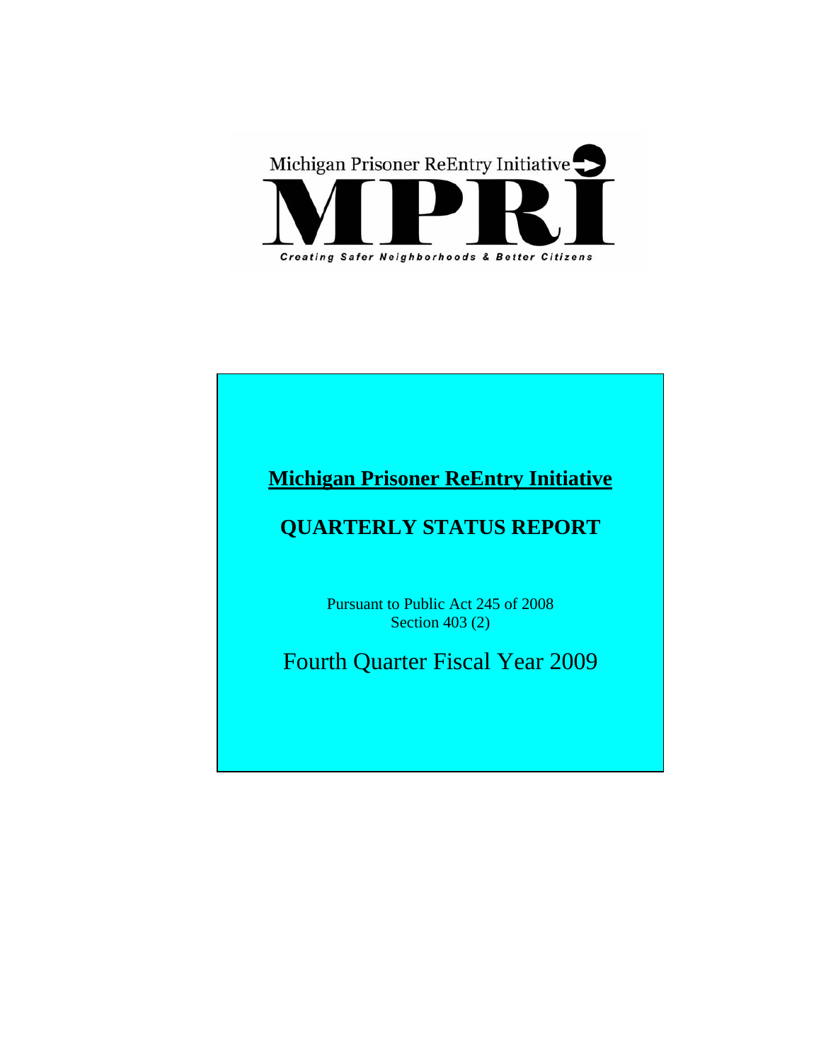Michigan Prisoner ReEntry Initiative

# MPRI

*Creating Safer Neighborhoods & Better Citizens*

# Michigan Prisoner ReEntry Initiative

## QUARTERLY STATUS REPORT

Pursuant to Public Act 245 of 2008
Section 403 (2)

Fourth Quarter Fiscal Year 2009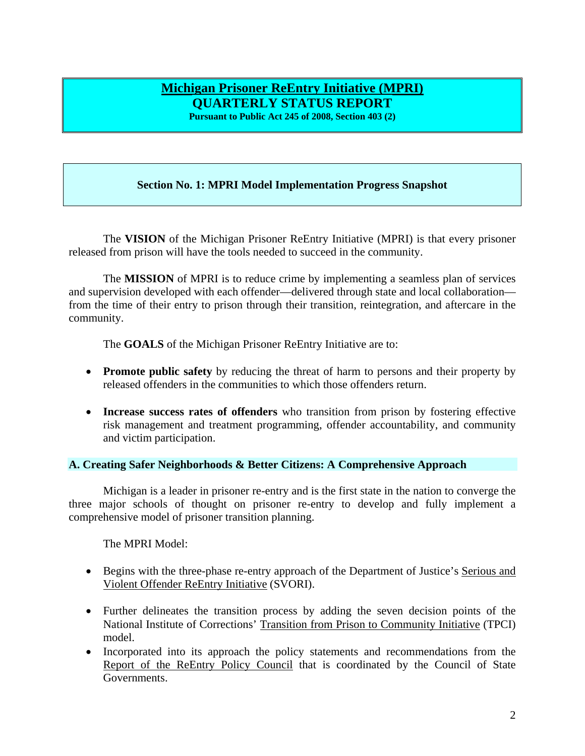# Michigan Prisoner ReEntry Initiative (MPRI)
## QUARTERLY STATUS REPORT
**Pursuant to Public Act 245 of 2008, Section 403 (2)**

## Section No. 1: MPRI Model Implementation Progress Snapshot

The **VISION** of the Michigan Prisoner ReEntry Initiative (MPRI) is that every prisoner released from prison will have the tools needed to succeed in the community.

The **MISSION** of MPRI is to reduce crime by implementing a seamless plan of services and supervision developed with each offender—delivered through state and local collaboration—from the time of their entry to prison through their transition, reintegration, and aftercare in the community.

The **GOALS** of the Michigan Prisoner ReEntry Initiative are to:

- **Promote public safety** by reducing the threat of harm to persons and their property by released offenders in the communities to which those offenders return.
- **Increase success rates of offenders** who transition from prison by fostering effective risk management and treatment programming, offender accountability, and community and victim participation.

### A. Creating Safer Neighborhoods & Better Citizens: A Comprehensive Approach

Michigan is a leader in prisoner re-entry and is the first state in the nation to converge the three major schools of thought on prisoner re-entry to develop and fully implement a comprehensive model of prisoner transition planning.

The MPRI Model:

- Begins with the three-phase re-entry approach of the Department of Justice's Serious and Violent Offender ReEntry Initiative (SVORI).
- Further delineates the transition process by adding the seven decision points of the National Institute of Corrections' Transition from Prison to Community Initiative (TPCI) model.
- Incorporated into its approach the policy statements and recommendations from the Report of the ReEntry Policy Council that is coordinated by the Council of State Governments.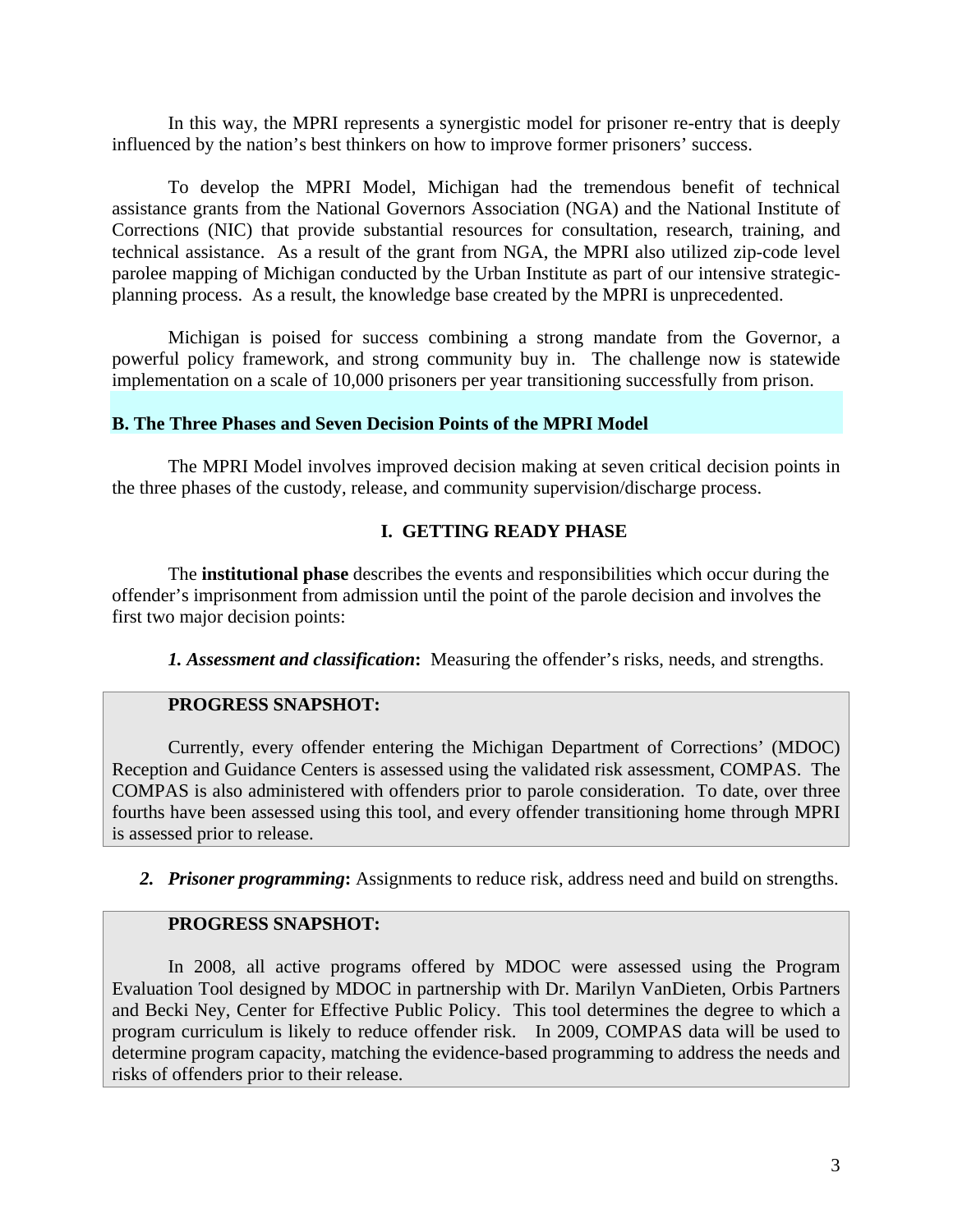In this way, the MPRI represents a synergistic model for prisoner re-entry that is deeply influenced by the nation's best thinkers on how to improve former prisoners' success.

To develop the MPRI Model, Michigan had the tremendous benefit of technical assistance grants from the National Governors Association (NGA) and the National Institute of Corrections (NIC) that provide substantial resources for consultation, research, training, and technical assistance. As a result of the grant from NGA, the MPRI also utilized zip-code level parolee mapping of Michigan conducted by the Urban Institute as part of our intensive strategic-planning process. As a result, the knowledge base created by the MPRI is unprecedented.

Michigan is poised for success combining a strong mandate from the Governor, a powerful policy framework, and strong community buy in. The challenge now is statewide implementation on a scale of 10,000 prisoners per year transitioning successfully from prison.

## B. The Three Phases and Seven Decision Points of the MPRI Model

The MPRI Model involves improved decision making at seven critical decision points in the three phases of the custody, release, and community supervision/discharge process.

### I. GETTING READY PHASE

The **institutional phase** describes the events and responsibilities which occur during the offender's imprisonment from admission until the point of the parole decision and involves the first two major decision points:

***1. Assessment and classification*:** Measuring the offender's risks, needs, and strengths.

**PROGRESS SNAPSHOT:**

Currently, every offender entering the Michigan Department of Corrections' (MDOC) Reception and Guidance Centers is assessed using the validated risk assessment, COMPAS. The COMPAS is also administered with offenders prior to parole consideration. To date, over three fourths have been assessed using this tool, and every offender transitioning home through MPRI is assessed prior to release.

***2. Prisoner programming*:** Assignments to reduce risk, address need and build on strengths.

**PROGRESS SNAPSHOT:**

In 2008, all active programs offered by MDOC were assessed using the Program Evaluation Tool designed by MDOC in partnership with Dr. Marilyn VanDieten, Orbis Partners and Becki Ney, Center for Effective Public Policy. This tool determines the degree to which a program curriculum is likely to reduce offender risk. In 2009, COMPAS data will be used to determine program capacity, matching the evidence-based programming to address the needs and risks of offenders prior to their release.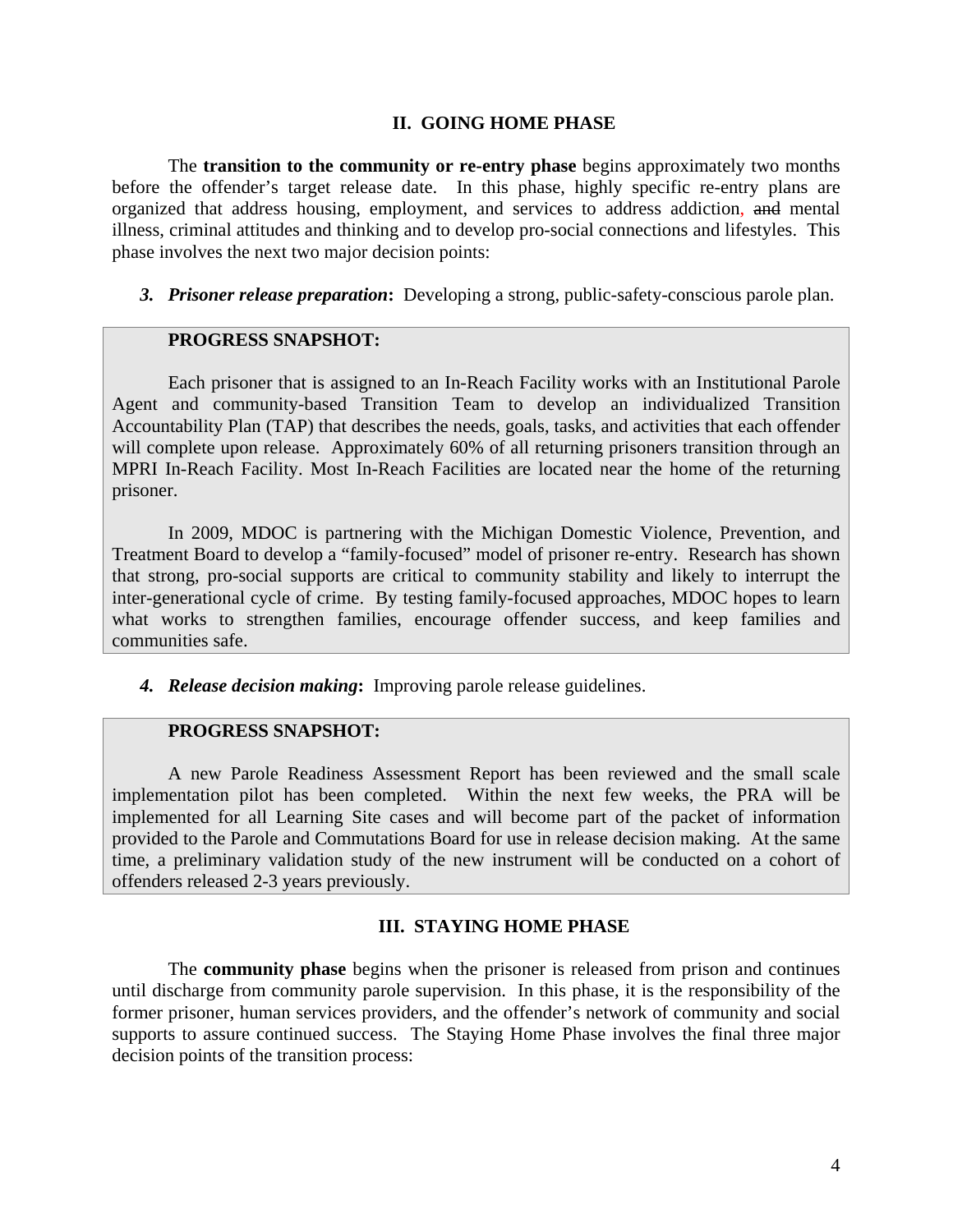## II. GOING HOME PHASE

The **transition to the community or re-entry phase** begins approximately two months before the offender's target release date. In this phase, highly specific re-entry plans are organized that address housing, employment, and services to address addiction, ~~and~~ mental illness, criminal attitudes and thinking and to develop pro-social connections and lifestyles. This phase involves the next two major decision points:

3. ***Prisoner release preparation*****:** Developing a strong, public-safety-conscious parole plan.

> **PROGRESS SNAPSHOT:**
>
> Each prisoner that is assigned to an In-Reach Facility works with an Institutional Parole Agent and community-based Transition Team to develop an individualized Transition Accountability Plan (TAP) that describes the needs, goals, tasks, and activities that each offender will complete upon release. Approximately 60% of all returning prisoners transition through an MPRI In-Reach Facility. Most In-Reach Facilities are located near the home of the returning prisoner.
>
> In 2009, MDOC is partnering with the Michigan Domestic Violence, Prevention, and Treatment Board to develop a "family-focused" model of prisoner re-entry. Research has shown that strong, pro-social supports are critical to community stability and likely to interrupt the inter-generational cycle of crime. By testing family-focused approaches, MDOC hopes to learn what works to strengthen families, encourage offender success, and keep families and communities safe.

4. ***Release decision making*****:** Improving parole release guidelines.

> **PROGRESS SNAPSHOT:**
>
> A new Parole Readiness Assessment Report has been reviewed and the small scale implementation pilot has been completed. Within the next few weeks, the PRA will be implemented for all Learning Site cases and will become part of the packet of information provided to the Parole and Commutations Board for use in release decision making. At the same time, a preliminary validation study of the new instrument will be conducted on a cohort of offenders released 2-3 years previously.

## III. STAYING HOME PHASE

The **community phase** begins when the prisoner is released from prison and continues until discharge from community parole supervision. In this phase, it is the responsibility of the former prisoner, human services providers, and the offender's network of community and social supports to assure continued success. The Staying Home Phase involves the final three major decision points of the transition process: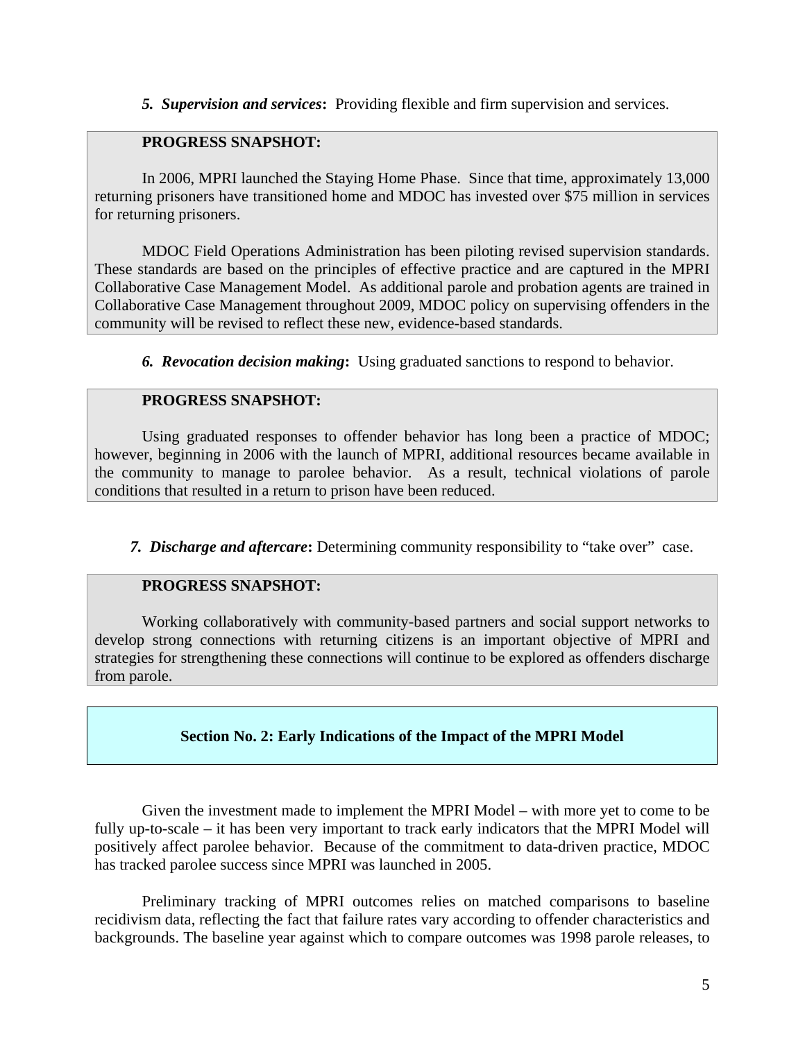***5. Supervision and services*:** Providing flexible and firm supervision and services.

**PROGRESS SNAPSHOT:**

In 2006, MPRI launched the Staying Home Phase. Since that time, approximately 13,000 returning prisoners have transitioned home and MDOC has invested over $75 million in services for returning prisoners.

MDOC Field Operations Administration has been piloting revised supervision standards. These standards are based on the principles of effective practice and are captured in the MPRI Collaborative Case Management Model. As additional parole and probation agents are trained in Collaborative Case Management throughout 2009, MDOC policy on supervising offenders in the community will be revised to reflect these new, evidence-based standards.

***6. Revocation decision making*:** Using graduated sanctions to respond to behavior.

**PROGRESS SNAPSHOT:**

Using graduated responses to offender behavior has long been a practice of MDOC; however, beginning in 2006 with the launch of MPRI, additional resources became available in the community to manage to parolee behavior. As a result, technical violations of parole conditions that resulted in a return to prison have been reduced.

***7. Discharge and aftercare*:** Determining community responsibility to "take over" case.

**PROGRESS SNAPSHOT:**

Working collaboratively with community-based partners and social support networks to develop strong connections with returning citizens is an important objective of MPRI and strategies for strengthening these connections will continue to be explored as offenders discharge from parole.

## Section No. 2: Early Indications of the Impact of the MPRI Model

Given the investment made to implement the MPRI Model – with more yet to come to be fully up-to-scale – it has been very important to track early indicators that the MPRI Model will positively affect parolee behavior. Because of the commitment to data-driven practice, MDOC has tracked parolee success since MPRI was launched in 2005.

Preliminary tracking of MPRI outcomes relies on matched comparisons to baseline recidivism data, reflecting the fact that failure rates vary according to offender characteristics and backgrounds. The baseline year against which to compare outcomes was 1998 parole releases, to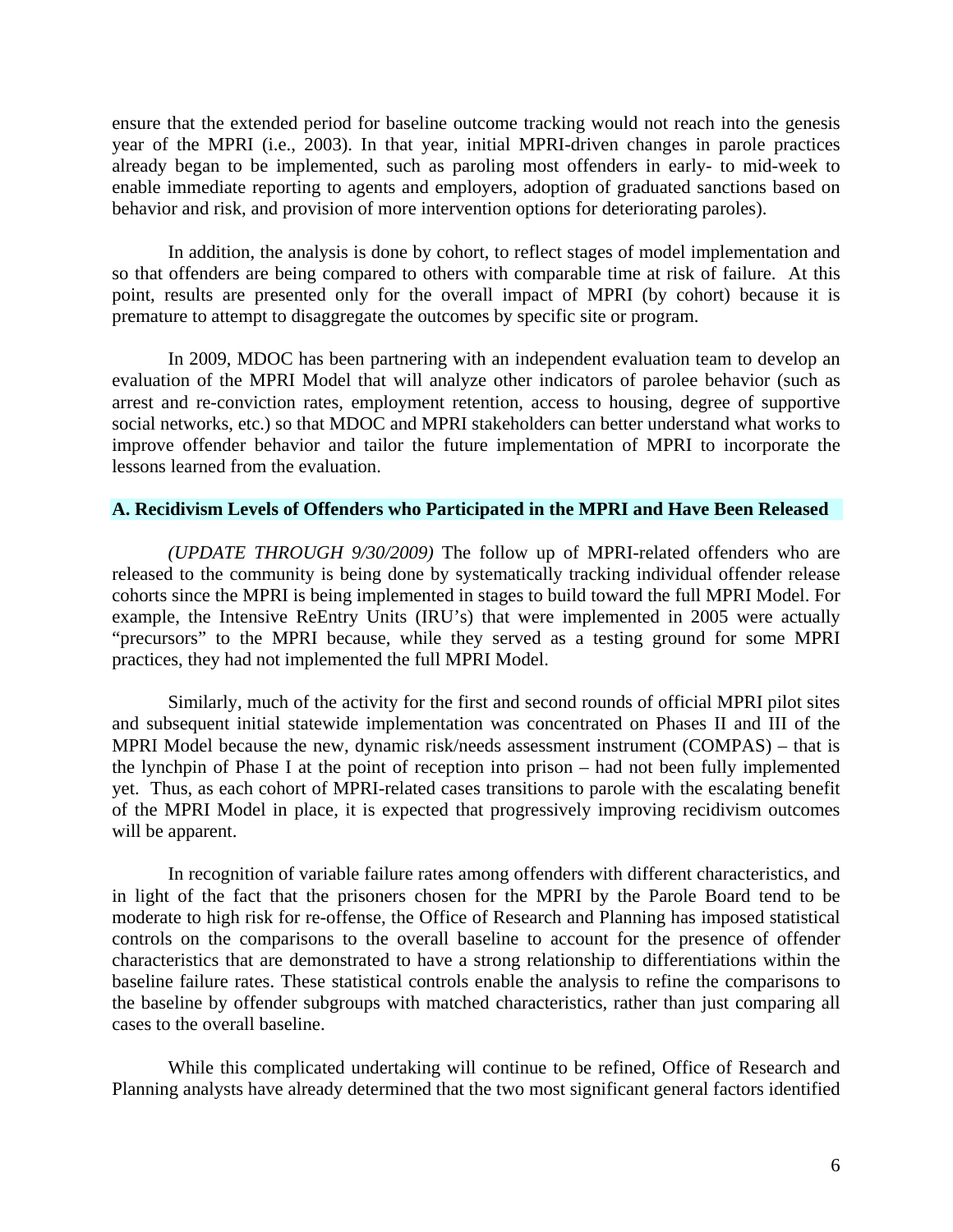ensure that the extended period for baseline outcome tracking would not reach into the genesis year of the MPRI (i.e., 2003). In that year, initial MPRI-driven changes in parole practices already began to be implemented, such as paroling most offenders in early- to mid-week to enable immediate reporting to agents and employers, adoption of graduated sanctions based on behavior and risk, and provision of more intervention options for deteriorating paroles).

In addition, the analysis is done by cohort, to reflect stages of model implementation and so that offenders are being compared to others with comparable time at risk of failure. At this point, results are presented only for the overall impact of MPRI (by cohort) because it is premature to attempt to disaggregate the outcomes by specific site or program.

In 2009, MDOC has been partnering with an independent evaluation team to develop an evaluation of the MPRI Model that will analyze other indicators of parolee behavior (such as arrest and re-conviction rates, employment retention, access to housing, degree of supportive social networks, etc.) so that MDOC and MPRI stakeholders can better understand what works to improve offender behavior and tailor the future implementation of MPRI to incorporate the lessons learned from the evaluation.

## A. Recidivism Levels of Offenders who Participated in the MPRI and Have Been Released

*(UPDATE THROUGH 9/30/2009)* The follow up of MPRI-related offenders who are released to the community is being done by systematically tracking individual offender release cohorts since the MPRI is being implemented in stages to build toward the full MPRI Model. For example, the Intensive ReEntry Units (IRU's) that were implemented in 2005 were actually "precursors" to the MPRI because, while they served as a testing ground for some MPRI practices, they had not implemented the full MPRI Model.

Similarly, much of the activity for the first and second rounds of official MPRI pilot sites and subsequent initial statewide implementation was concentrated on Phases II and III of the MPRI Model because the new, dynamic risk/needs assessment instrument (COMPAS) – that is the lynchpin of Phase I at the point of reception into prison – had not been fully implemented yet. Thus, as each cohort of MPRI-related cases transitions to parole with the escalating benefit of the MPRI Model in place, it is expected that progressively improving recidivism outcomes will be apparent.

In recognition of variable failure rates among offenders with different characteristics, and in light of the fact that the prisoners chosen for the MPRI by the Parole Board tend to be moderate to high risk for re-offense, the Office of Research and Planning has imposed statistical controls on the comparisons to the overall baseline to account for the presence of offender characteristics that are demonstrated to have a strong relationship to differentiations within the baseline failure rates. These statistical controls enable the analysis to refine the comparisons to the baseline by offender subgroups with matched characteristics, rather than just comparing all cases to the overall baseline.

While this complicated undertaking will continue to be refined, Office of Research and Planning analysts have already determined that the two most significant general factors identified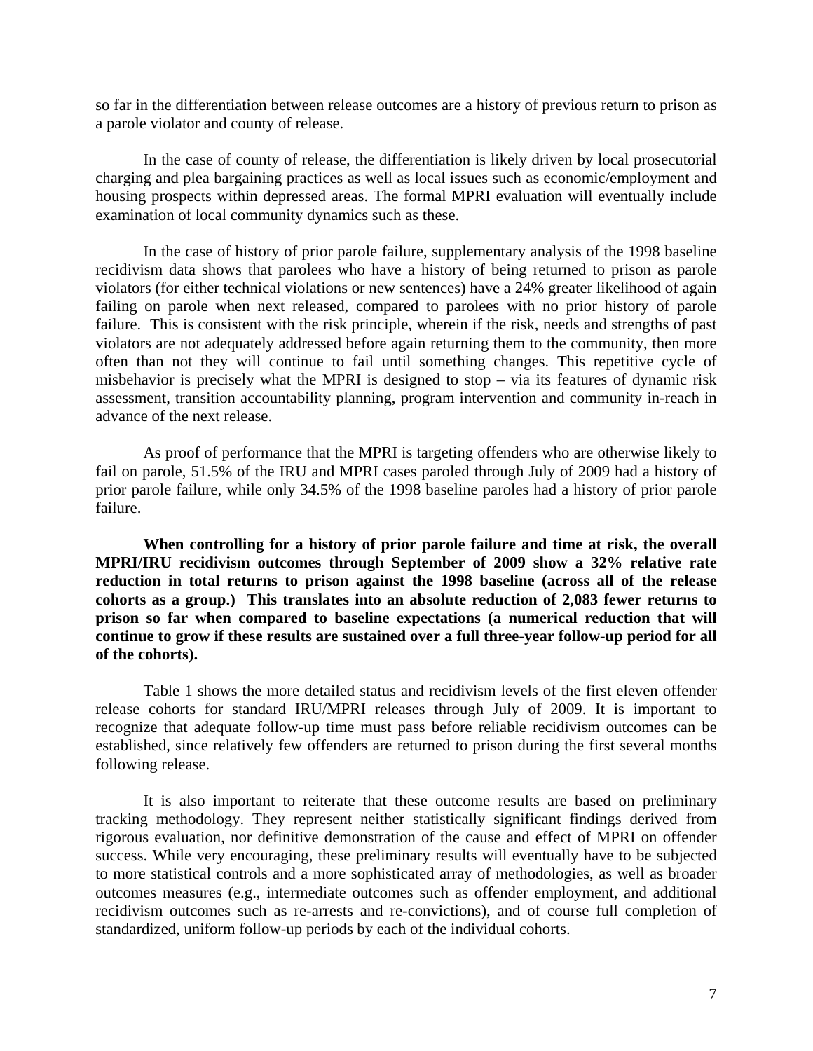so far in the differentiation between release outcomes are a history of previous return to prison as a parole violator and county of release.

In the case of county of release, the differentiation is likely driven by local prosecutorial charging and plea bargaining practices as well as local issues such as economic/employment and housing prospects within depressed areas. The formal MPRI evaluation will eventually include examination of local community dynamics such as these.

In the case of history of prior parole failure, supplementary analysis of the 1998 baseline recidivism data shows that parolees who have a history of being returned to prison as parole violators (for either technical violations or new sentences) have a 24% greater likelihood of again failing on parole when next released, compared to parolees with no prior history of parole failure. This is consistent with the risk principle, wherein if the risk, needs and strengths of past violators are not adequately addressed before again returning them to the community, then more often than not they will continue to fail until something changes. This repetitive cycle of misbehavior is precisely what the MPRI is designed to stop – via its features of dynamic risk assessment, transition accountability planning, program intervention and community in-reach in advance of the next release.

As proof of performance that the MPRI is targeting offenders who are otherwise likely to fail on parole, 51.5% of the IRU and MPRI cases paroled through July of 2009 had a history of prior parole failure, while only 34.5% of the 1998 baseline paroles had a history of prior parole failure.

**When controlling for a history of prior parole failure and time at risk, the overall MPRI/IRU recidivism outcomes through September of 2009 show a 32% relative rate reduction in total returns to prison against the 1998 baseline (across all of the release cohorts as a group.) This translates into an absolute reduction of 2,083 fewer returns to prison so far when compared to baseline expectations (a numerical reduction that will continue to grow if these results are sustained over a full three-year follow-up period for all of the cohorts).**

Table 1 shows the more detailed status and recidivism levels of the first eleven offender release cohorts for standard IRU/MPRI releases through July of 2009. It is important to recognize that adequate follow-up time must pass before reliable recidivism outcomes can be established, since relatively few offenders are returned to prison during the first several months following release.

It is also important to reiterate that these outcome results are based on preliminary tracking methodology. They represent neither statistically significant findings derived from rigorous evaluation, nor definitive demonstration of the cause and effect of MPRI on offender success. While very encouraging, these preliminary results will eventually have to be subjected to more statistical controls and a more sophisticated array of methodologies, as well as broader outcomes measures (e.g., intermediate outcomes such as offender employment, and additional recidivism outcomes such as re-arrests and re-convictions), and of course full completion of standardized, uniform follow-up periods by each of the individual cohorts.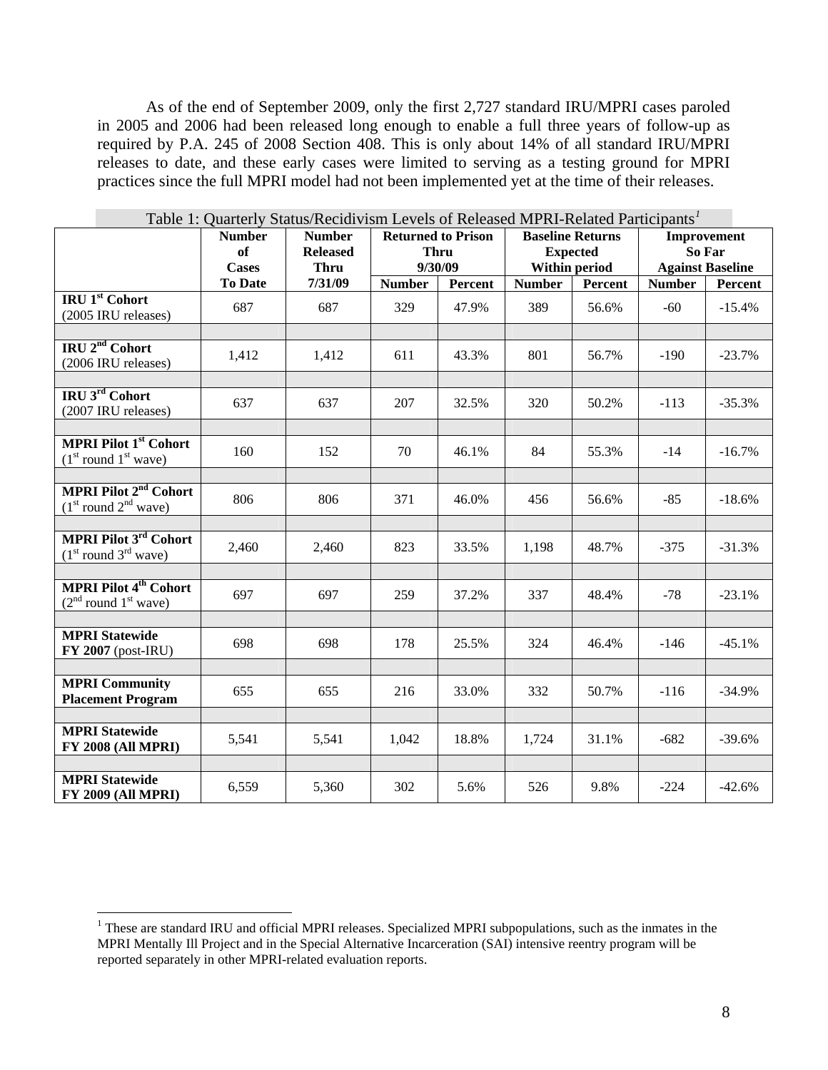As of the end of September 2009, only the first 2,727 standard IRU/MPRI cases paroled in 2005 and 2006 had been released long enough to enable a full three years of follow-up as required by P.A. 245 of 2008 Section 408. This is only about 14% of all standard IRU/MPRI releases to date, and these early cases were limited to serving as a testing ground for MPRI practices since the full MPRI model had not been implemented yet at the time of their releases.

Table 1: Quarterly Status/Recidivism Levels of Released MPRI-Related Participants[1]

| | Number of Cases To Date | Number Released Thru 7/31/09 | Returned to Prison Thru 9/30/09 | | Baseline Returns Expected Within period | | Improvement So Far Against Baseline | |
|---|---|---|---|---|---|---|---|---|
| | | | Number | Percent | Number | Percent | Number | Percent |
| **IRU 1st Cohort** (2005 IRU releases) | 687 | 687 | 329 | 47.9% | 389 | 56.6% | -60 | -15.4% |
| **IRU 2nd Cohort** (2006 IRU releases) | 1,412 | 1,412 | 611 | 43.3% | 801 | 56.7% | -190 | -23.7% |
| **IRU 3rd Cohort** (2007 IRU releases) | 637 | 637 | 207 | 32.5% | 320 | 50.2% | -113 | -35.3% |
| **MPRI Pilot 1st Cohort** (1st round 1st wave) | 160 | 152 | 70 | 46.1% | 84 | 55.3% | -14 | -16.7% |
| **MPRI Pilot 2nd Cohort** (1st round 2nd wave) | 806 | 806 | 371 | 46.0% | 456 | 56.6% | -85 | -18.6% |
| **MPRI Pilot 3rd Cohort** (1st round 3rd wave) | 2,460 | 2,460 | 823 | 33.5% | 1,198 | 48.7% | -375 | -31.3% |
| **MPRI Pilot 4th Cohort** (2nd round 1st wave) | 697 | 697 | 259 | 37.2% | 337 | 48.4% | -78 | -23.1% |
| **MPRI Statewide FY 2007** (post-IRU) | 698 | 698 | 178 | 25.5% | 324 | 46.4% | -146 | -45.1% |
| **MPRI Community Placement Program** | 655 | 655 | 216 | 33.0% | 332 | 50.7% | -116 | -34.9% |
| **MPRI Statewide FY 2008 (All MPRI)** | 5,541 | 5,541 | 1,042 | 18.8% | 1,724 | 31.1% | -682 | -39.6% |
| **MPRI Statewide FY 2009 (All MPRI)** | 6,559 | 5,360 | 302 | 5.6% | 526 | 9.8% | -224 | -42.6% |

[1] These are standard IRU and official MPRI releases. Specialized MPRI subpopulations, such as the inmates in the MPRI Mentally Ill Project and in the Special Alternative Incarceration (SAI) intensive reentry program will be reported separately in other MPRI-related evaluation reports.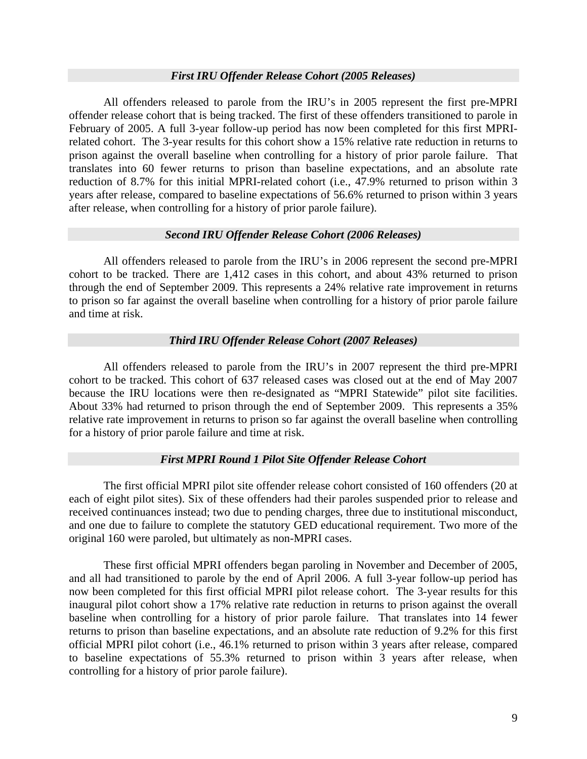### *First IRU Offender Release Cohort (2005 Releases)*

All offenders released to parole from the IRU's in 2005 represent the first pre-MPRI offender release cohort that is being tracked. The first of these offenders transitioned to parole in February of 2005. A full 3-year follow-up period has now been completed for this first MPRI-related cohort. The 3-year results for this cohort show a 15% relative rate reduction in returns to prison against the overall baseline when controlling for a history of prior parole failure. That translates into 60 fewer returns to prison than baseline expectations, and an absolute rate reduction of 8.7% for this initial MPRI-related cohort (i.e., 47.9% returned to prison within 3 years after release, compared to baseline expectations of 56.6% returned to prison within 3 years after release, when controlling for a history of prior parole failure).

### *Second IRU Offender Release Cohort (2006 Releases)*

All offenders released to parole from the IRU's in 2006 represent the second pre-MPRI cohort to be tracked. There are 1,412 cases in this cohort, and about 43% returned to prison through the end of September 2009. This represents a 24% relative rate improvement in returns to prison so far against the overall baseline when controlling for a history of prior parole failure and time at risk.

### *Third IRU Offender Release Cohort (2007 Releases)*

All offenders released to parole from the IRU's in 2007 represent the third pre-MPRI cohort to be tracked. This cohort of 637 released cases was closed out at the end of May 2007 because the IRU locations were then re-designated as "MPRI Statewide" pilot site facilities. About 33% had returned to prison through the end of September 2009. This represents a 35% relative rate improvement in returns to prison so far against the overall baseline when controlling for a history of prior parole failure and time at risk.

### *First MPRI Round 1 Pilot Site Offender Release Cohort*

The first official MPRI pilot site offender release cohort consisted of 160 offenders (20 at each of eight pilot sites). Six of these offenders had their paroles suspended prior to release and received continuances instead; two due to pending charges, three due to institutional misconduct, and one due to failure to complete the statutory GED educational requirement. Two more of the original 160 were paroled, but ultimately as non-MPRI cases.

These first official MPRI offenders began paroling in November and December of 2005, and all had transitioned to parole by the end of April 2006. A full 3-year follow-up period has now been completed for this first official MPRI pilot release cohort. The 3-year results for this inaugural pilot cohort show a 17% relative rate reduction in returns to prison against the overall baseline when controlling for a history of prior parole failure. That translates into 14 fewer returns to prison than baseline expectations, and an absolute rate reduction of 9.2% for this first official MPRI pilot cohort (i.e., 46.1% returned to prison within 3 years after release, compared to baseline expectations of 55.3% returned to prison within 3 years after release, when controlling for a history of prior parole failure).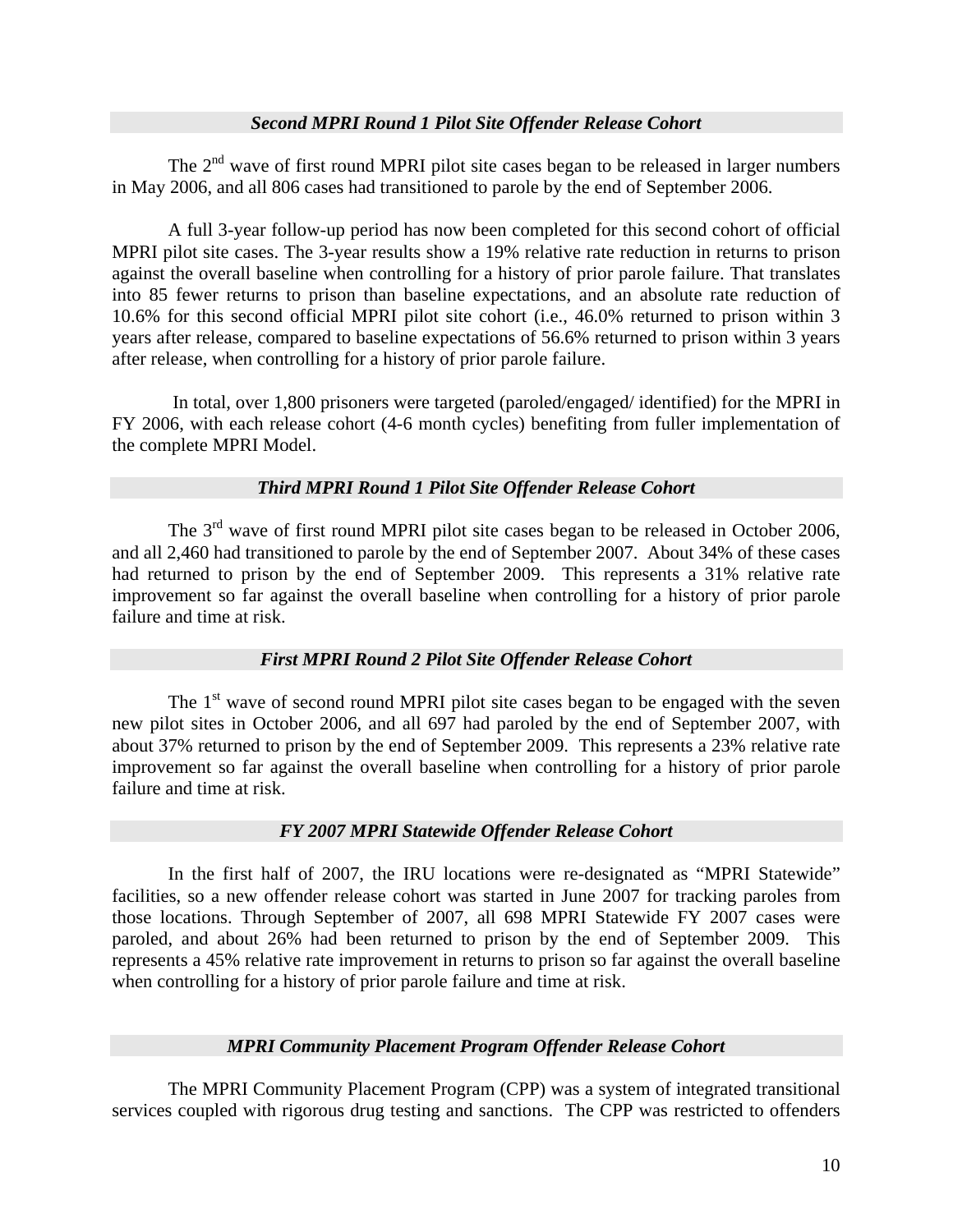### *Second MPRI Round 1 Pilot Site Offender Release Cohort*

The 2nd wave of first round MPRI pilot site cases began to be released in larger numbers in May 2006, and all 806 cases had transitioned to parole by the end of September 2006.

A full 3-year follow-up period has now been completed for this second cohort of official MPRI pilot site cases. The 3-year results show a 19% relative rate reduction in returns to prison against the overall baseline when controlling for a history of prior parole failure. That translates into 85 fewer returns to prison than baseline expectations, and an absolute rate reduction of 10.6% for this second official MPRI pilot site cohort (i.e., 46.0% returned to prison within 3 years after release, compared to baseline expectations of 56.6% returned to prison within 3 years after release, when controlling for a history of prior parole failure.

In total, over 1,800 prisoners were targeted (paroled/engaged/ identified) for the MPRI in FY 2006, with each release cohort (4-6 month cycles) benefiting from fuller implementation of the complete MPRI Model.

### *Third MPRI Round 1 Pilot Site Offender Release Cohort*

The 3rd wave of first round MPRI pilot site cases began to be released in October 2006, and all 2,460 had transitioned to parole by the end of September 2007. About 34% of these cases had returned to prison by the end of September 2009. This represents a 31% relative rate improvement so far against the overall baseline when controlling for a history of prior parole failure and time at risk.

### *First MPRI Round 2 Pilot Site Offender Release Cohort*

The 1st wave of second round MPRI pilot site cases began to be engaged with the seven new pilot sites in October 2006, and all 697 had paroled by the end of September 2007, with about 37% returned to prison by the end of September 2009. This represents a 23% relative rate improvement so far against the overall baseline when controlling for a history of prior parole failure and time at risk.

### *FY 2007 MPRI Statewide Offender Release Cohort*

In the first half of 2007, the IRU locations were re-designated as "MPRI Statewide" facilities, so a new offender release cohort was started in June 2007 for tracking paroles from those locations. Through September of 2007, all 698 MPRI Statewide FY 2007 cases were paroled, and about 26% had been returned to prison by the end of September 2009. This represents a 45% relative rate improvement in returns to prison so far against the overall baseline when controlling for a history of prior parole failure and time at risk.

### *MPRI Community Placement Program Offender Release Cohort*

The MPRI Community Placement Program (CPP) was a system of integrated transitional services coupled with rigorous drug testing and sanctions. The CPP was restricted to offenders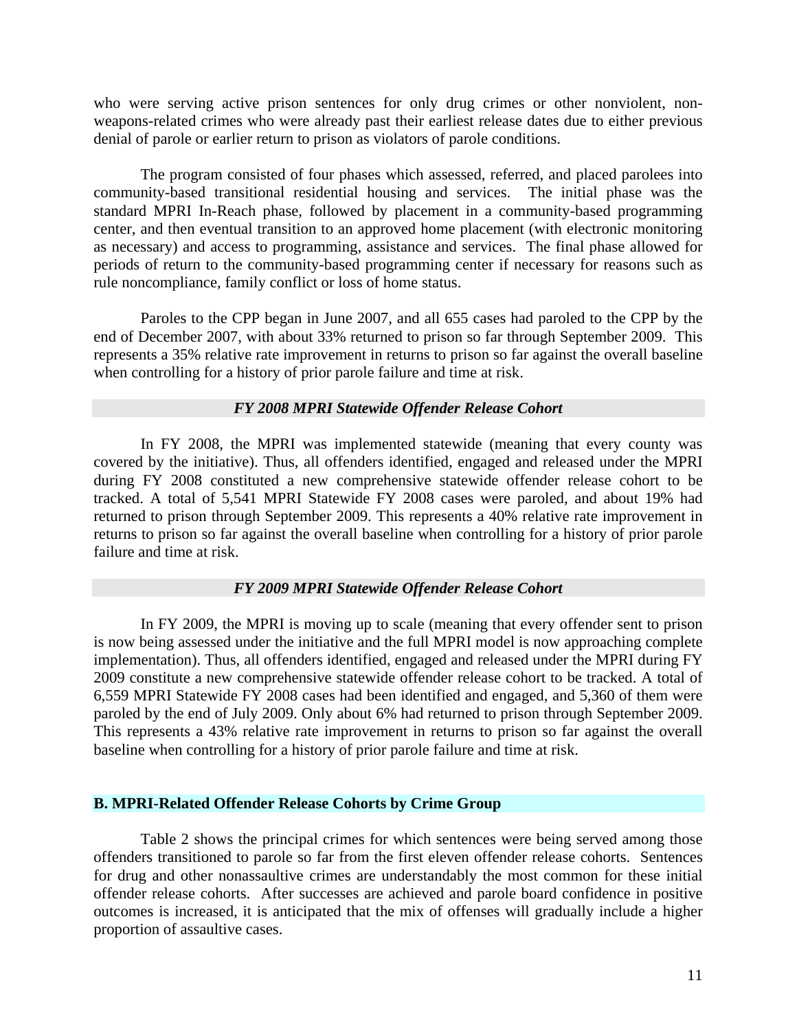who were serving active prison sentences for only drug crimes or other nonviolent, non-weapons-related crimes who were already past their earliest release dates due to either previous denial of parole or earlier return to prison as violators of parole conditions.

The program consisted of four phases which assessed, referred, and placed parolees into community-based transitional residential housing and services. The initial phase was the standard MPRI In-Reach phase, followed by placement in a community-based programming center, and then eventual transition to an approved home placement (with electronic monitoring as necessary) and access to programming, assistance and services. The final phase allowed for periods of return to the community-based programming center if necessary for reasons such as rule noncompliance, family conflict or loss of home status.

Paroles to the CPP began in June 2007, and all 655 cases had paroled to the CPP by the end of December 2007, with about 33% returned to prison so far through September 2009. This represents a 35% relative rate improvement in returns to prison so far against the overall baseline when controlling for a history of prior parole failure and time at risk.

### *FY 2008 MPRI Statewide Offender Release Cohort*

In FY 2008, the MPRI was implemented statewide (meaning that every county was covered by the initiative). Thus, all offenders identified, engaged and released under the MPRI during FY 2008 constituted a new comprehensive statewide offender release cohort to be tracked. A total of 5,541 MPRI Statewide FY 2008 cases were paroled, and about 19% had returned to prison through September 2009. This represents a 40% relative rate improvement in returns to prison so far against the overall baseline when controlling for a history of prior parole failure and time at risk.

### *FY 2009 MPRI Statewide Offender Release Cohort*

In FY 2009, the MPRI is moving up to scale (meaning that every offender sent to prison is now being assessed under the initiative and the full MPRI model is now approaching complete implementation). Thus, all offenders identified, engaged and released under the MPRI during FY 2009 constitute a new comprehensive statewide offender release cohort to be tracked. A total of 6,559 MPRI Statewide FY 2008 cases had been identified and engaged, and 5,360 of them were paroled by the end of July 2009. Only about 6% had returned to prison through September 2009. This represents a 43% relative rate improvement in returns to prison so far against the overall baseline when controlling for a history of prior parole failure and time at risk.

## B. MPRI-Related Offender Release Cohorts by Crime Group

Table 2 shows the principal crimes for which sentences were being served among those offenders transitioned to parole so far from the first eleven offender release cohorts. Sentences for drug and other nonassaultive crimes are understandably the most common for these initial offender release cohorts. After successes are achieved and parole board confidence in positive outcomes is increased, it is anticipated that the mix of offenses will gradually include a higher proportion of assaultive cases.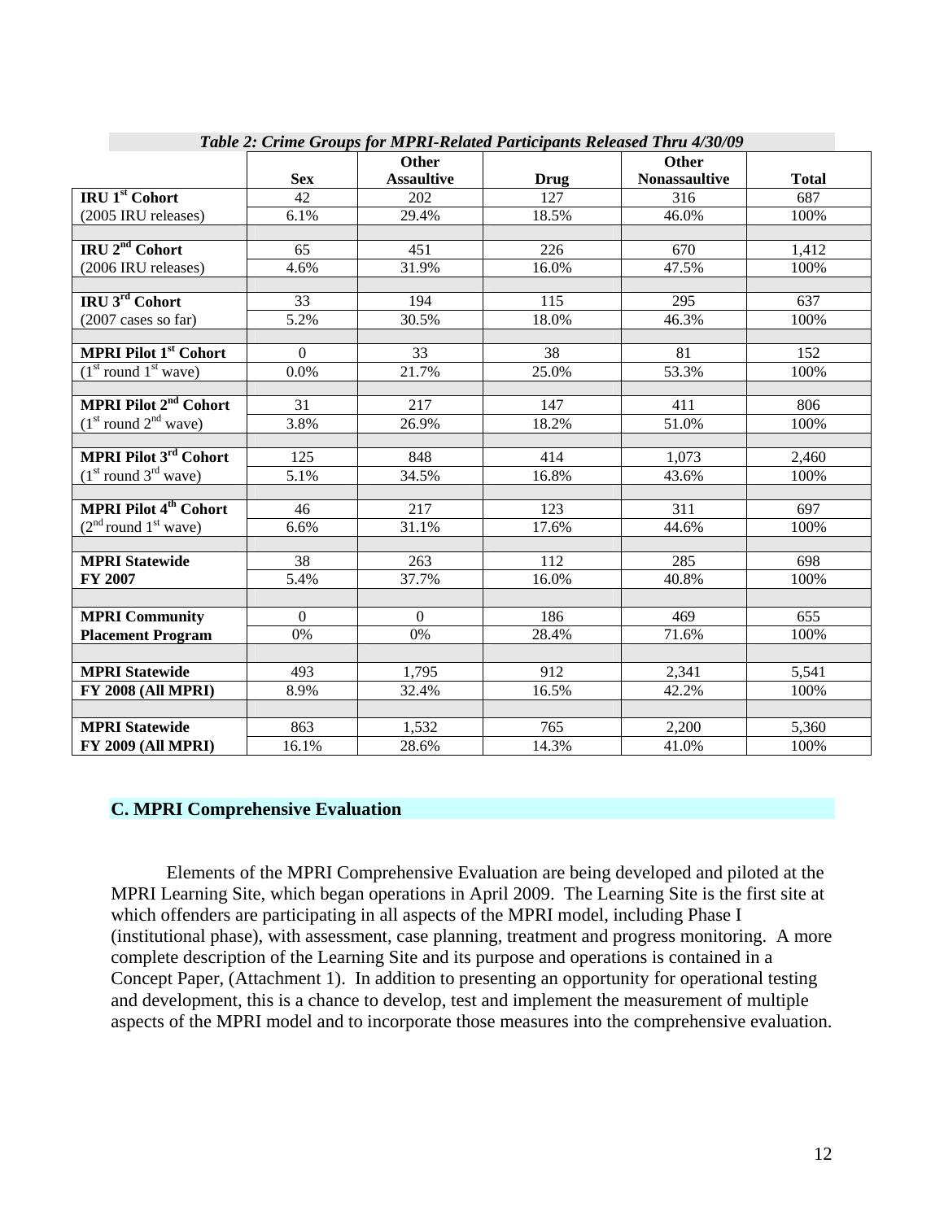*Table 2: Crime Groups for MPRI-Related Participants Released Thru 4/30/09*

| | Sex | Other Assaultive | Drug | Other Nonassaultive | Total |
|---|---|---|---|---|---|
| **IRU 1st Cohort** | 42 | 202 | 127 | 316 | 687 |
| (2005 IRU releases) | 6.1% | 29.4% | 18.5% | 46.0% | 100% |
| | | | | | |
| **IRU 2nd Cohort** | 65 | 451 | 226 | 670 | 1,412 |
| (2006 IRU releases) | 4.6% | 31.9% | 16.0% | 47.5% | 100% |
| | | | | | |
| **IRU 3rd Cohort** | 33 | 194 | 115 | 295 | 637 |
| (2007 cases so far) | 5.2% | 30.5% | 18.0% | 46.3% | 100% |
| | | | | | |
| **MPRI Pilot 1st Cohort** | 0 | 33 | 38 | 81 | 152 |
| (1st round 1st wave) | 0.0% | 21.7% | 25.0% | 53.3% | 100% |
| | | | | | |
| **MPRI Pilot 2nd Cohort** | 31 | 217 | 147 | 411 | 806 |
| (1st round 2nd wave) | 3.8% | 26.9% | 18.2% | 51.0% | 100% |
| | | | | | |
| **MPRI Pilot 3rd Cohort** | 125 | 848 | 414 | 1,073 | 2,460 |
| (1st round 3rd wave) | 5.1% | 34.5% | 16.8% | 43.6% | 100% |
| | | | | | |
| **MPRI Pilot 4th Cohort** | 46 | 217 | 123 | 311 | 697 |
| (2nd round 1st wave) | 6.6% | 31.1% | 17.6% | 44.6% | 100% |
| | | | | | |
| **MPRI Statewide** | 38 | 263 | 112 | 285 | 698 |
| **FY 2007** | 5.4% | 37.7% | 16.0% | 40.8% | 100% |
| | | | | | |
| **MPRI Community** | 0 | 0 | 186 | 469 | 655 |
| **Placement Program** | 0% | 0% | 28.4% | 71.6% | 100% |
| | | | | | |
| **MPRI Statewide** | 493 | 1,795 | 912 | 2,341 | 5,541 |
| **FY 2008 (All MPRI)** | 8.9% | 32.4% | 16.5% | 42.2% | 100% |
| | | | | | |
| **MPRI Statewide** | 863 | 1,532 | 765 | 2,200 | 5,360 |
| **FY 2009 (All MPRI)** | 16.1% | 28.6% | 14.3% | 41.0% | 100% |

## C. MPRI Comprehensive Evaluation

Elements of the MPRI Comprehensive Evaluation are being developed and piloted at the MPRI Learning Site, which began operations in April 2009. The Learning Site is the first site at which offenders are participating in all aspects of the MPRI model, including Phase I (institutional phase), with assessment, case planning, treatment and progress monitoring. A more complete description of the Learning Site and its purpose and operations is contained in a Concept Paper, (Attachment 1). In addition to presenting an opportunity for operational testing and development, this is a chance to develop, test and implement the measurement of multiple aspects of the MPRI model and to incorporate those measures into the comprehensive evaluation.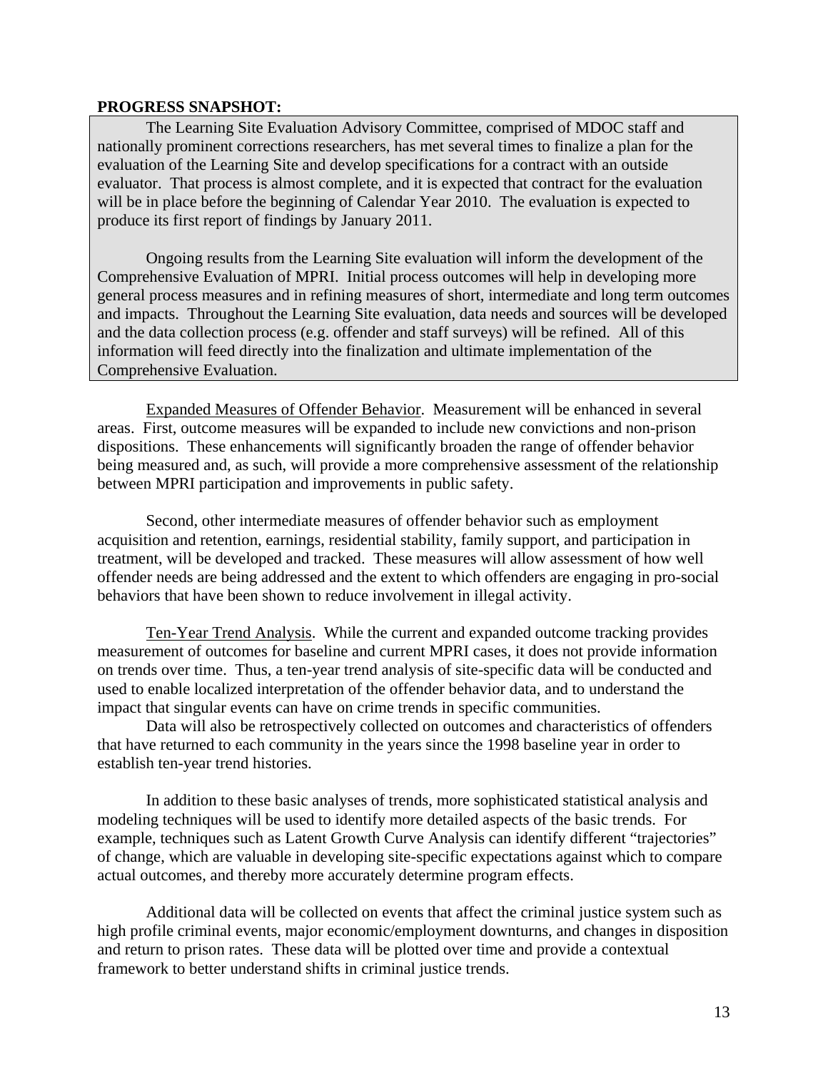**PROGRESS SNAPSHOT:**

The Learning Site Evaluation Advisory Committee, comprised of MDOC staff and nationally prominent corrections researchers, has met several times to finalize a plan for the evaluation of the Learning Site and develop specifications for a contract with an outside evaluator. That process is almost complete, and it is expected that contract for the evaluation will be in place before the beginning of Calendar Year 2010. The evaluation is expected to produce its first report of findings by January 2011.

Ongoing results from the Learning Site evaluation will inform the development of the Comprehensive Evaluation of MPRI. Initial process outcomes will help in developing more general process measures and in refining measures of short, intermediate and long term outcomes and impacts. Throughout the Learning Site evaluation, data needs and sources will be developed and the data collection process (e.g. offender and staff surveys) will be refined. All of this information will feed directly into the finalization and ultimate implementation of the Comprehensive Evaluation.

Expanded Measures of Offender Behavior. Measurement will be enhanced in several areas. First, outcome measures will be expanded to include new convictions and non-prison dispositions. These enhancements will significantly broaden the range of offender behavior being measured and, as such, will provide a more comprehensive assessment of the relationship between MPRI participation and improvements in public safety.

Second, other intermediate measures of offender behavior such as employment acquisition and retention, earnings, residential stability, family support, and participation in treatment, will be developed and tracked. These measures will allow assessment of how well offender needs are being addressed and the extent to which offenders are engaging in pro-social behaviors that have been shown to reduce involvement in illegal activity.

Ten-Year Trend Analysis. While the current and expanded outcome tracking provides measurement of outcomes for baseline and current MPRI cases, it does not provide information on trends over time. Thus, a ten-year trend analysis of site-specific data will be conducted and used to enable localized interpretation of the offender behavior data, and to understand the impact that singular events can have on crime trends in specific communities.

Data will also be retrospectively collected on outcomes and characteristics of offenders that have returned to each community in the years since the 1998 baseline year in order to establish ten-year trend histories.

In addition to these basic analyses of trends, more sophisticated statistical analysis and modeling techniques will be used to identify more detailed aspects of the basic trends. For example, techniques such as Latent Growth Curve Analysis can identify different "trajectories" of change, which are valuable in developing site-specific expectations against which to compare actual outcomes, and thereby more accurately determine program effects.

Additional data will be collected on events that affect the criminal justice system such as high profile criminal events, major economic/employment downturns, and changes in disposition and return to prison rates. These data will be plotted over time and provide a contextual framework to better understand shifts in criminal justice trends.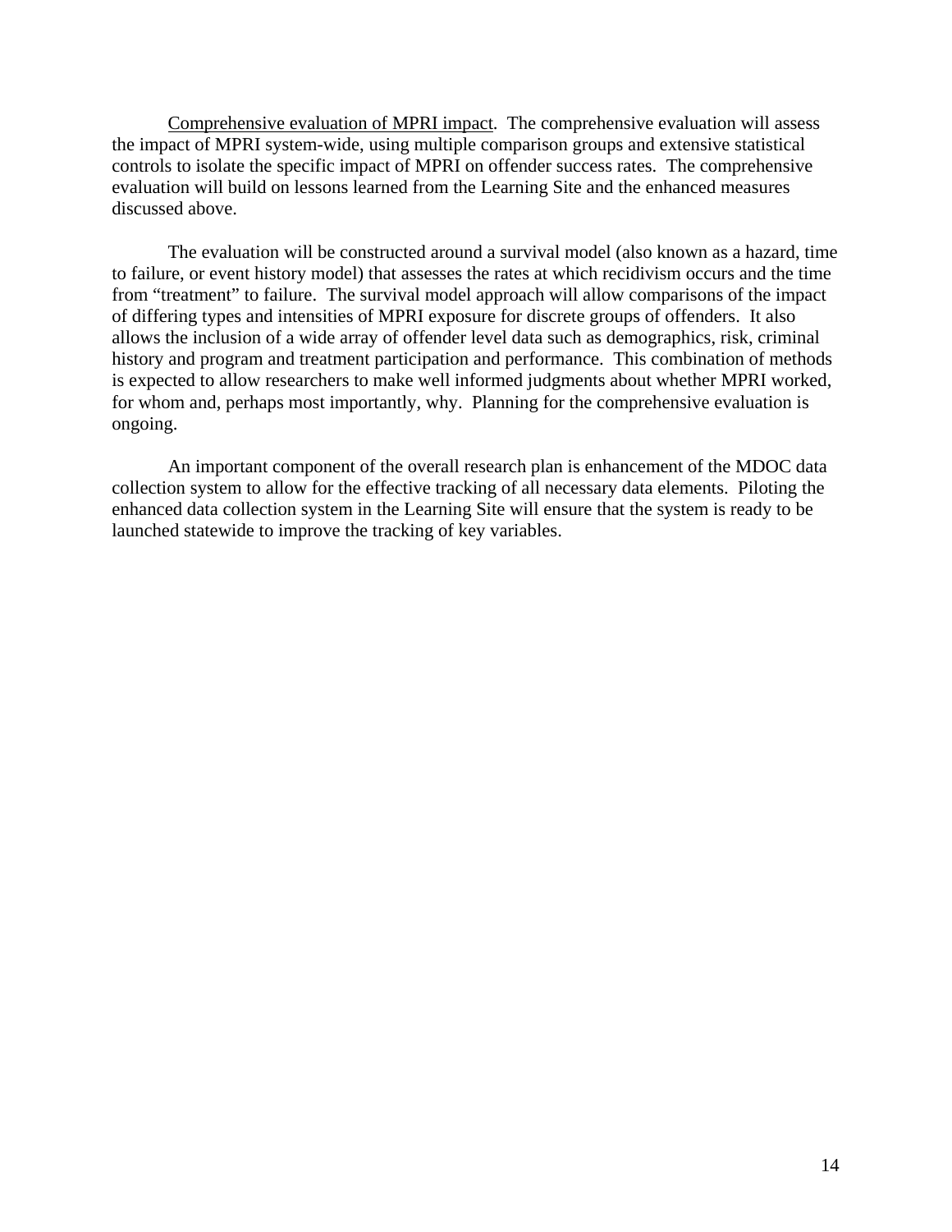<u>Comprehensive evaluation of MPRI impact</u>. The comprehensive evaluation will assess the impact of MPRI system-wide, using multiple comparison groups and extensive statistical controls to isolate the specific impact of MPRI on offender success rates. The comprehensive evaluation will build on lessons learned from the Learning Site and the enhanced measures discussed above.

The evaluation will be constructed around a survival model (also known as a hazard, time to failure, or event history model) that assesses the rates at which recidivism occurs and the time from "treatment" to failure. The survival model approach will allow comparisons of the impact of differing types and intensities of MPRI exposure for discrete groups of offenders. It also allows the inclusion of a wide array of offender level data such as demographics, risk, criminal history and program and treatment participation and performance. This combination of methods is expected to allow researchers to make well informed judgments about whether MPRI worked, for whom and, perhaps most importantly, why. Planning for the comprehensive evaluation is ongoing.

An important component of the overall research plan is enhancement of the MDOC data collection system to allow for the effective tracking of all necessary data elements. Piloting the enhanced data collection system in the Learning Site will ensure that the system is ready to be launched statewide to improve the tracking of key variables.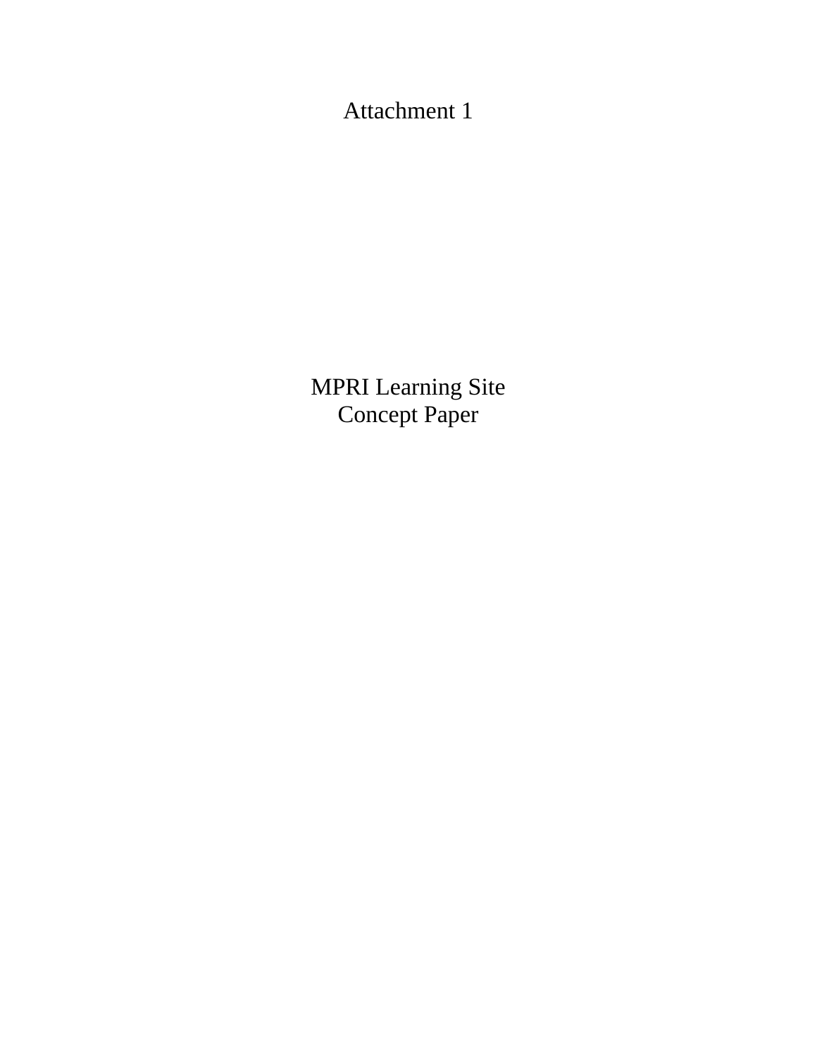Attachment 1

# MPRI Learning Site
# Concept Paper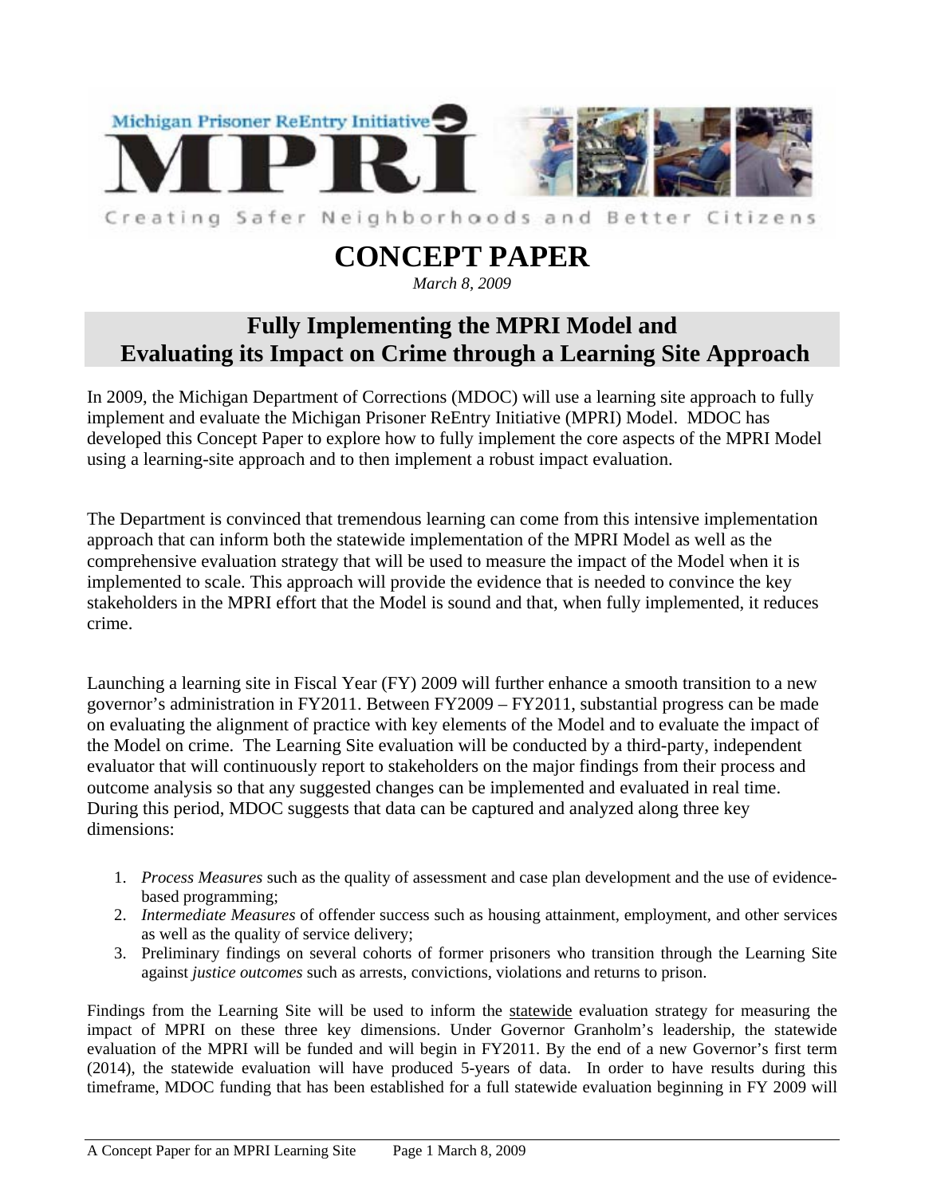# CONCEPT PAPER

*March 8, 2009*

## Fully Implementing the MPRI Model and Evaluating its Impact on Crime through a Learning Site Approach

In 2009, the Michigan Department of Corrections (MDOC) will use a learning site approach to fully implement and evaluate the Michigan Prisoner ReEntry Initiative (MPRI) Model. MDOC has developed this Concept Paper to explore how to fully implement the core aspects of the MPRI Model using a learning-site approach and to then implement a robust impact evaluation.

The Department is convinced that tremendous learning can come from this intensive implementation approach that can inform both the statewide implementation of the MPRI Model as well as the comprehensive evaluation strategy that will be used to measure the impact of the Model when it is implemented to scale. This approach will provide the evidence that is needed to convince the key stakeholders in the MPRI effort that the Model is sound and that, when fully implemented, it reduces crime.

Launching a learning site in Fiscal Year (FY) 2009 will further enhance a smooth transition to a new governor's administration in FY2011. Between FY2009 – FY2011, substantial progress can be made on evaluating the alignment of practice with key elements of the Model and to evaluate the impact of the Model on crime. The Learning Site evaluation will be conducted by a third-party, independent evaluator that will continuously report to stakeholders on the major findings from their process and outcome analysis so that any suggested changes can be implemented and evaluated in real time. During this period, MDOC suggests that data can be captured and analyzed along three key dimensions:

1. *Process Measures* such as the quality of assessment and case plan development and the use of evidence-based programming;
2. *Intermediate Measures* of offender success such as housing attainment, employment, and other services as well as the quality of service delivery;
3. Preliminary findings on several cohorts of former prisoners who transition through the Learning Site against *justice outcomes* such as arrests, convictions, violations and returns to prison.

Findings from the Learning Site will be used to inform the statewide evaluation strategy for measuring the impact of MPRI on these three key dimensions. Under Governor Granholm's leadership, the statewide evaluation of the MPRI will be funded and will begin in FY2011. By the end of a new Governor's first term (2014), the statewide evaluation will have produced 5-years of data. In order to have results during this timeframe, MDOC funding that has been established for a full statewide evaluation beginning in FY 2009 will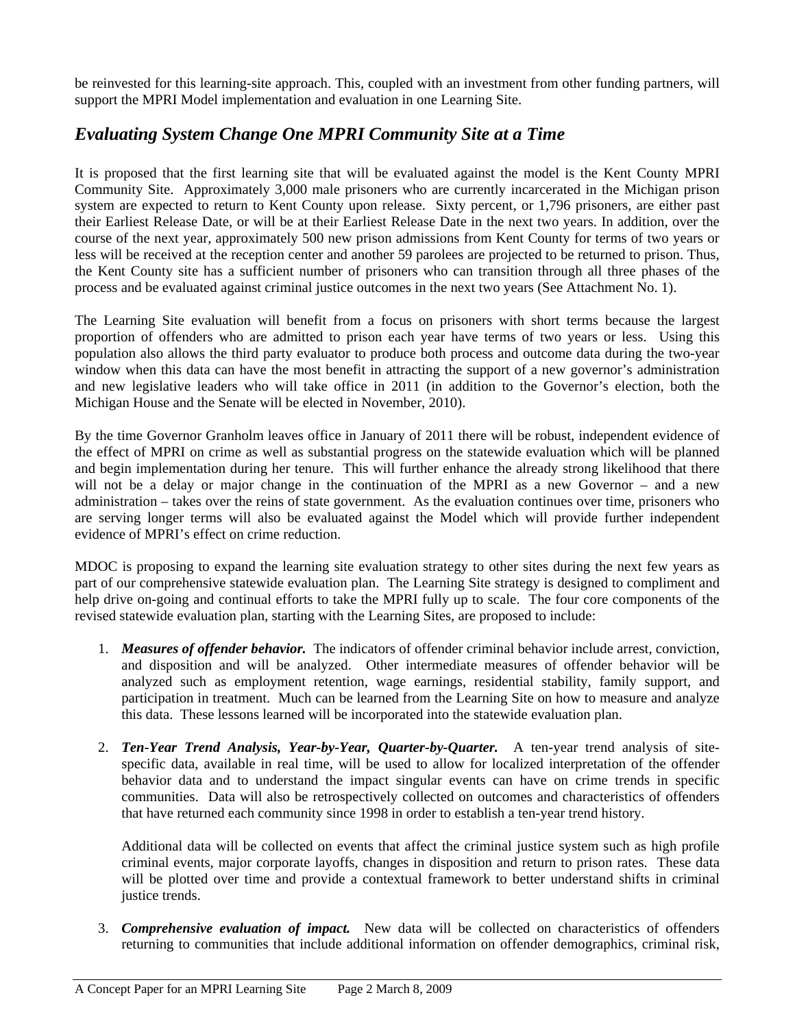be reinvested for this learning-site approach. This, coupled with an investment from other funding partners, will support the MPRI Model implementation and evaluation in one Learning Site.

## *Evaluating System Change One MPRI Community Site at a Time*

It is proposed that the first learning site that will be evaluated against the model is the Kent County MPRI Community Site. Approximately 3,000 male prisoners who are currently incarcerated in the Michigan prison system are expected to return to Kent County upon release. Sixty percent, or 1,796 prisoners, are either past their Earliest Release Date, or will be at their Earliest Release Date in the next two years. In addition, over the course of the next year, approximately 500 new prison admissions from Kent County for terms of two years or less will be received at the reception center and another 59 parolees are projected to be returned to prison. Thus, the Kent County site has a sufficient number of prisoners who can transition through all three phases of the process and be evaluated against criminal justice outcomes in the next two years (See Attachment No. 1).

The Learning Site evaluation will benefit from a focus on prisoners with short terms because the largest proportion of offenders who are admitted to prison each year have terms of two years or less. Using this population also allows the third party evaluator to produce both process and outcome data during the two-year window when this data can have the most benefit in attracting the support of a new governor's administration and new legislative leaders who will take office in 2011 (in addition to the Governor's election, both the Michigan House and the Senate will be elected in November, 2010).

By the time Governor Granholm leaves office in January of 2011 there will be robust, independent evidence of the effect of MPRI on crime as well as substantial progress on the statewide evaluation which will be planned and begin implementation during her tenure. This will further enhance the already strong likelihood that there will not be a delay or major change in the continuation of the MPRI as a new Governor – and a new administration – takes over the reins of state government. As the evaluation continues over time, prisoners who are serving longer terms will also be evaluated against the Model which will provide further independent evidence of MPRI's effect on crime reduction.

MDOC is proposing to expand the learning site evaluation strategy to other sites during the next few years as part of our comprehensive statewide evaluation plan. The Learning Site strategy is designed to compliment and help drive on-going and continual efforts to take the MPRI fully up to scale. The four core components of the revised statewide evaluation plan, starting with the Learning Sites, are proposed to include:

1. ***Measures of offender behavior.*** The indicators of offender criminal behavior include arrest, conviction, and disposition and will be analyzed. Other intermediate measures of offender behavior will be analyzed such as employment retention, wage earnings, residential stability, family support, and participation in treatment. Much can be learned from the Learning Site on how to measure and analyze this data. These lessons learned will be incorporated into the statewide evaluation plan.

2. ***Ten-Year Trend Analysis, Year-by-Year, Quarter-by-Quarter.*** A ten-year trend analysis of site-specific data, available in real time, will be used to allow for localized interpretation of the offender behavior data and to understand the impact singular events can have on crime trends in specific communities. Data will also be retrospectively collected on outcomes and characteristics of offenders that have returned each community since 1998 in order to establish a ten-year trend history.

   Additional data will be collected on events that affect the criminal justice system such as high profile criminal events, major corporate layoffs, changes in disposition and return to prison rates. These data will be plotted over time and provide a contextual framework to better understand shifts in criminal justice trends.

3. ***Comprehensive evaluation of impact.*** New data will be collected on characteristics of offenders returning to communities that include additional information on offender demographics, criminal risk,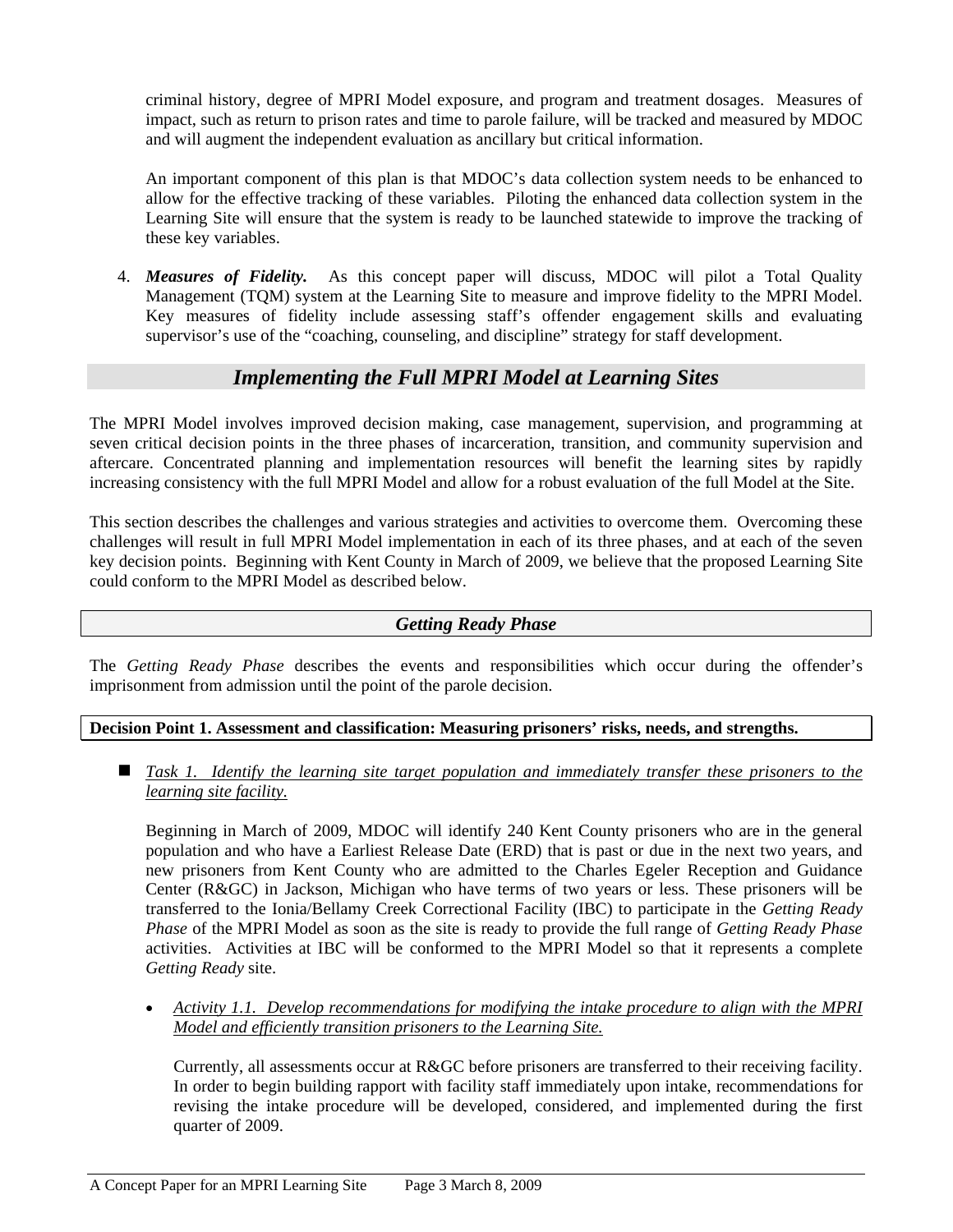criminal history, degree of MPRI Model exposure, and program and treatment dosages. Measures of impact, such as return to prison rates and time to parole failure, will be tracked and measured by MDOC and will augment the independent evaluation as ancillary but critical information.

An important component of this plan is that MDOC's data collection system needs to be enhanced to allow for the effective tracking of these variables. Piloting the enhanced data collection system in the Learning Site will ensure that the system is ready to be launched statewide to improve the tracking of these key variables.

4. ***Measures of Fidelity.*** As this concept paper will discuss, MDOC will pilot a Total Quality Management (TQM) system at the Learning Site to measure and improve fidelity to the MPRI Model. Key measures of fidelity include assessing staff's offender engagement skills and evaluating supervisor's use of the "coaching, counseling, and discipline" strategy for staff development.

## *Implementing the Full MPRI Model at Learning Sites*

The MPRI Model involves improved decision making, case management, supervision, and programming at seven critical decision points in the three phases of incarceration, transition, and community supervision and aftercare. Concentrated planning and implementation resources will benefit the learning sites by rapidly increasing consistency with the full MPRI Model and allow for a robust evaluation of the full Model at the Site.

This section describes the challenges and various strategies and activities to overcome them. Overcoming these challenges will result in full MPRI Model implementation in each of its three phases, and at each of the seven key decision points. Beginning with Kent County in March of 2009, we believe that the proposed Learning Site could conform to the MPRI Model as described below.

### *Getting Ready Phase*

The *Getting Ready Phase* describes the events and responsibilities which occur during the offender's imprisonment from admission until the point of the parole decision.

#### Decision Point 1. Assessment and classification: Measuring prisoners' risks, needs, and strengths.

- *Task 1. Identify the learning site target population and immediately transfer these prisoners to the learning site facility.*

  Beginning in March of 2009, MDOC will identify 240 Kent County prisoners who are in the general population and who have a Earliest Release Date (ERD) that is past or due in the next two years, and new prisoners from Kent County who are admitted to the Charles Egeler Reception and Guidance Center (R&GC) in Jackson, Michigan who have terms of two years or less. These prisoners will be transferred to the Ionia/Bellamy Creek Correctional Facility (IBC) to participate in the *Getting Ready Phase* of the MPRI Model as soon as the site is ready to provide the full range of *Getting Ready Phase* activities. Activities at IBC will be conformed to the MPRI Model so that it represents a complete *Getting Ready* site.

  - *Activity 1.1. Develop recommendations for modifying the intake procedure to align with the MPRI Model and efficiently transition prisoners to the Learning Site.*

    Currently, all assessments occur at R&GC before prisoners are transferred to their receiving facility. In order to begin building rapport with facility staff immediately upon intake, recommendations for revising the intake procedure will be developed, considered, and implemented during the first quarter of 2009.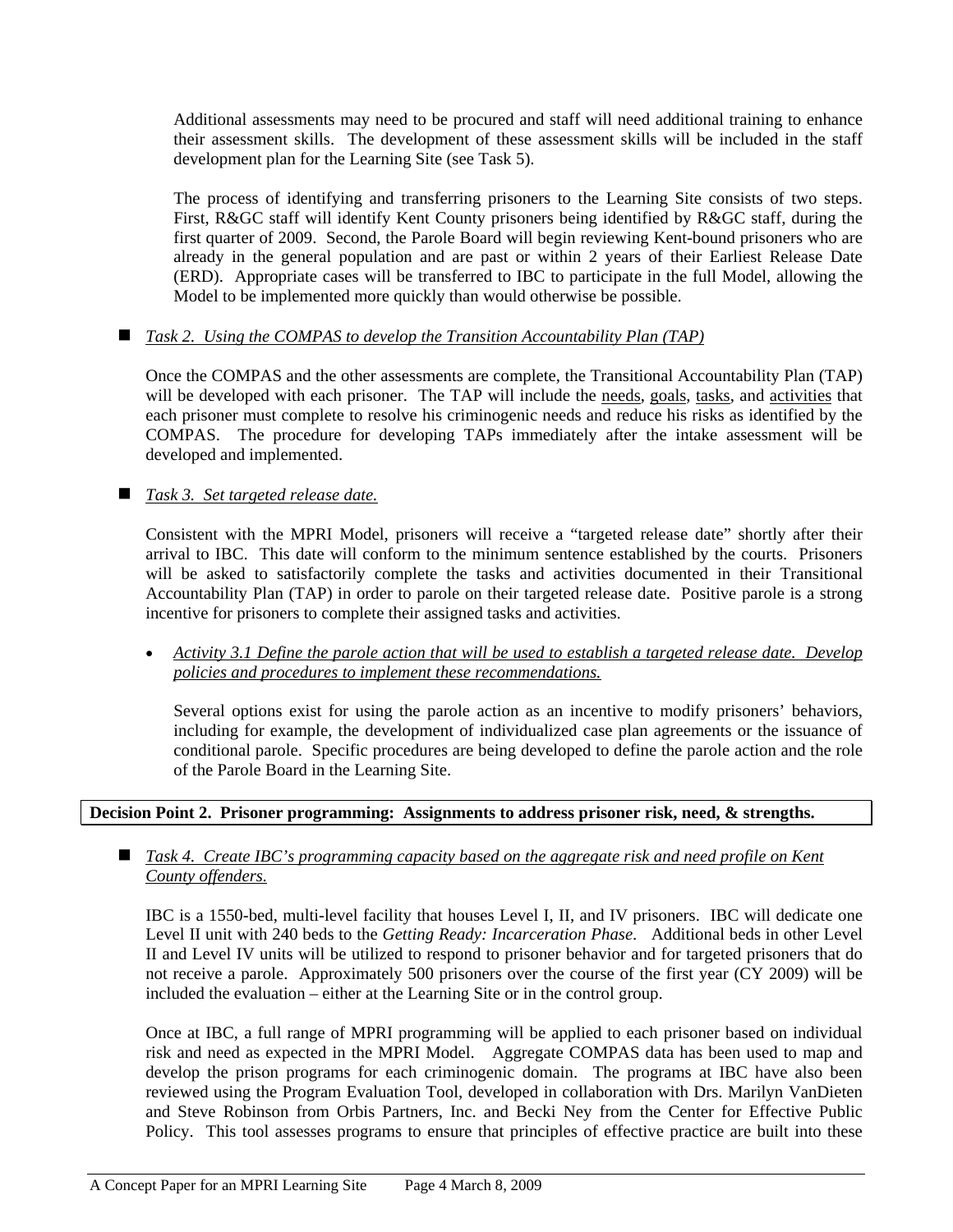Additional assessments may need to be procured and staff will need additional training to enhance their assessment skills. The development of these assessment skills will be included in the staff development plan for the Learning Site (see Task 5).

The process of identifying and transferring prisoners to the Learning Site consists of two steps. First, R&GC staff will identify Kent County prisoners being identified by R&GC staff, during the first quarter of 2009. Second, the Parole Board will begin reviewing Kent-bound prisoners who are already in the general population and are past or within 2 years of their Earliest Release Date (ERD). Appropriate cases will be transferred to IBC to participate in the full Model, allowing the Model to be implemented more quickly than would otherwise be possible.

- *Task 2. Using the COMPAS to develop the Transition Accountability Plan (TAP)*

  Once the COMPAS and the other assessments are complete, the Transitional Accountability Plan (TAP) will be developed with each prisoner. The TAP will include the needs, goals, tasks, and activities that each prisoner must complete to resolve his criminogenic needs and reduce his risks as identified by the COMPAS. The procedure for developing TAPs immediately after the intake assessment will be developed and implemented.

- *Task 3. Set targeted release date.*

  Consistent with the MPRI Model, prisoners will receive a "targeted release date" shortly after their arrival to IBC. This date will conform to the minimum sentence established by the courts. Prisoners will be asked to satisfactorily complete the tasks and activities documented in their Transitional Accountability Plan (TAP) in order to parole on their targeted release date. Positive parole is a strong incentive for prisoners to complete their assigned tasks and activities.

  - *Activity 3.1 Define the parole action that will be used to establish a targeted release date. Develop policies and procedures to implement these recommendations.*

    Several options exist for using the parole action as an incentive to modify prisoners' behaviors, including for example, the development of individualized case plan agreements or the issuance of conditional parole. Specific procedures are being developed to define the parole action and the role of the Parole Board in the Learning Site.

**Decision Point 2. Prisoner programming: Assignments to address prisoner risk, need, & strengths.**

- *Task 4. Create IBC's programming capacity based on the aggregate risk and need profile on Kent County offenders.*

  IBC is a 1550-bed, multi-level facility that houses Level I, II, and IV prisoners. IBC will dedicate one Level II unit with 240 beds to the *Getting Ready: Incarceration Phase.* Additional beds in other Level II and Level IV units will be utilized to respond to prisoner behavior and for targeted prisoners that do not receive a parole. Approximately 500 prisoners over the course of the first year (CY 2009) will be included the evaluation – either at the Learning Site or in the control group.

  Once at IBC, a full range of MPRI programming will be applied to each prisoner based on individual risk and need as expected in the MPRI Model. Aggregate COMPAS data has been used to map and develop the prison programs for each criminogenic domain. The programs at IBC have also been reviewed using the Program Evaluation Tool, developed in collaboration with Drs. Marilyn VanDieten and Steve Robinson from Orbis Partners, Inc. and Becki Ney from the Center for Effective Public Policy. This tool assesses programs to ensure that principles of effective practice are built into these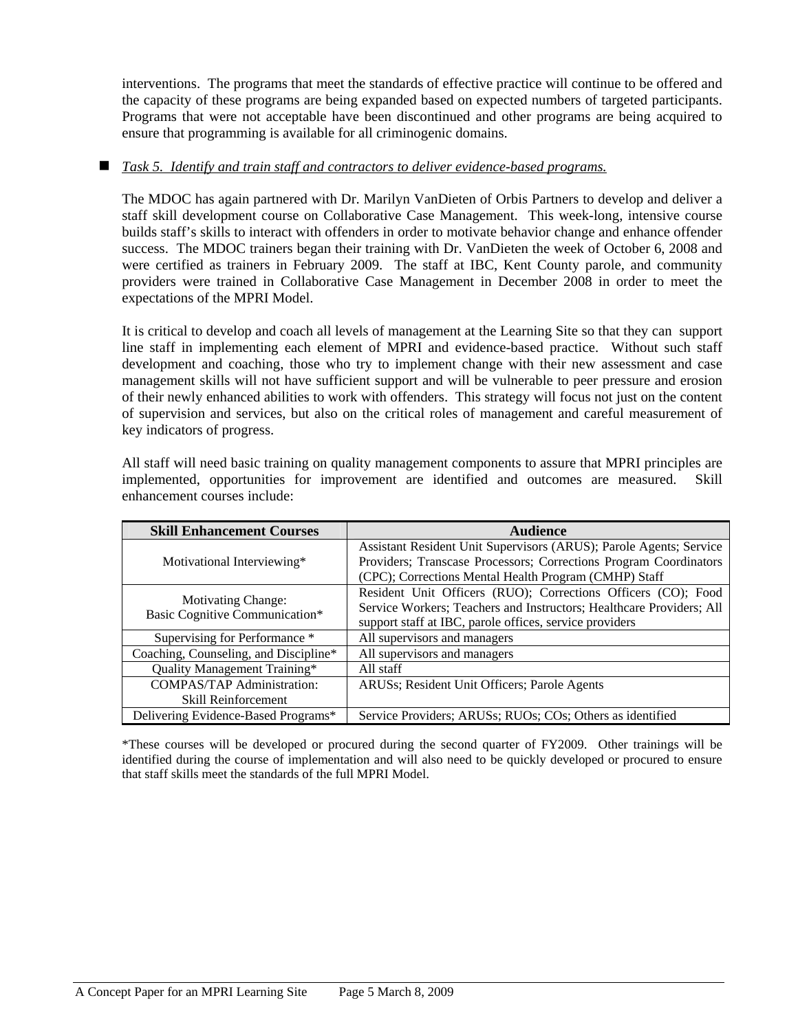interventions. The programs that meet the standards of effective practice will continue to be offered and the capacity of these programs are being expanded based on expected numbers of targeted participants. Programs that were not acceptable have been discontinued and other programs are being acquired to ensure that programming is available for all criminogenic domains.

- *Task 5. Identify and train staff and contractors to deliver evidence-based programs.*

  The MDOC has again partnered with Dr. Marilyn VanDieten of Orbis Partners to develop and deliver a staff skill development course on Collaborative Case Management. This week-long, intensive course builds staff's skills to interact with offenders in order to motivate behavior change and enhance offender success. The MDOC trainers began their training with Dr. VanDieten the week of October 6, 2008 and were certified as trainers in February 2009. The staff at IBC, Kent County parole, and community providers were trained in Collaborative Case Management in December 2008 in order to meet the expectations of the MPRI Model.

  It is critical to develop and coach all levels of management at the Learning Site so that they can support line staff in implementing each element of MPRI and evidence-based practice. Without such staff development and coaching, those who try to implement change with their new assessment and case management skills will not have sufficient support and will be vulnerable to peer pressure and erosion of their newly enhanced abilities to work with offenders. This strategy will focus not just on the content of supervision and services, but also on the critical roles of management and careful measurement of key indicators of progress.

  All staff will need basic training on quality management components to assure that MPRI principles are implemented, opportunities for improvement are identified and outcomes are measured. Skill enhancement courses include:

| Skill Enhancement Courses | Audience |
|---|---|
| Motivational Interviewing* | Assistant Resident Unit Supervisors (ARUS); Parole Agents; Service Providers; Transcase Processors; Corrections Program Coordinators (CPC); Corrections Mental Health Program (CMHP) Staff |
| Motivating Change: Basic Cognitive Communication* | Resident Unit Officers (RUO); Corrections Officers (CO); Food Service Workers; Teachers and Instructors; Healthcare Providers; All support staff at IBC, parole offices, service providers |
| Supervising for Performance * | All supervisors and managers |
| Coaching, Counseling, and Discipline* | All supervisors and managers |
| Quality Management Training* | All staff |
| COMPAS/TAP Administration: Skill Reinforcement | ARUSs; Resident Unit Officers; Parole Agents |
| Delivering Evidence-Based Programs* | Service Providers; ARUSs; RUOs; COs; Others as identified |

*These courses will be developed or procured during the second quarter of FY2009. Other trainings will be identified during the course of implementation and will also need to be quickly developed or procured to ensure that staff skills meet the standards of the full MPRI Model.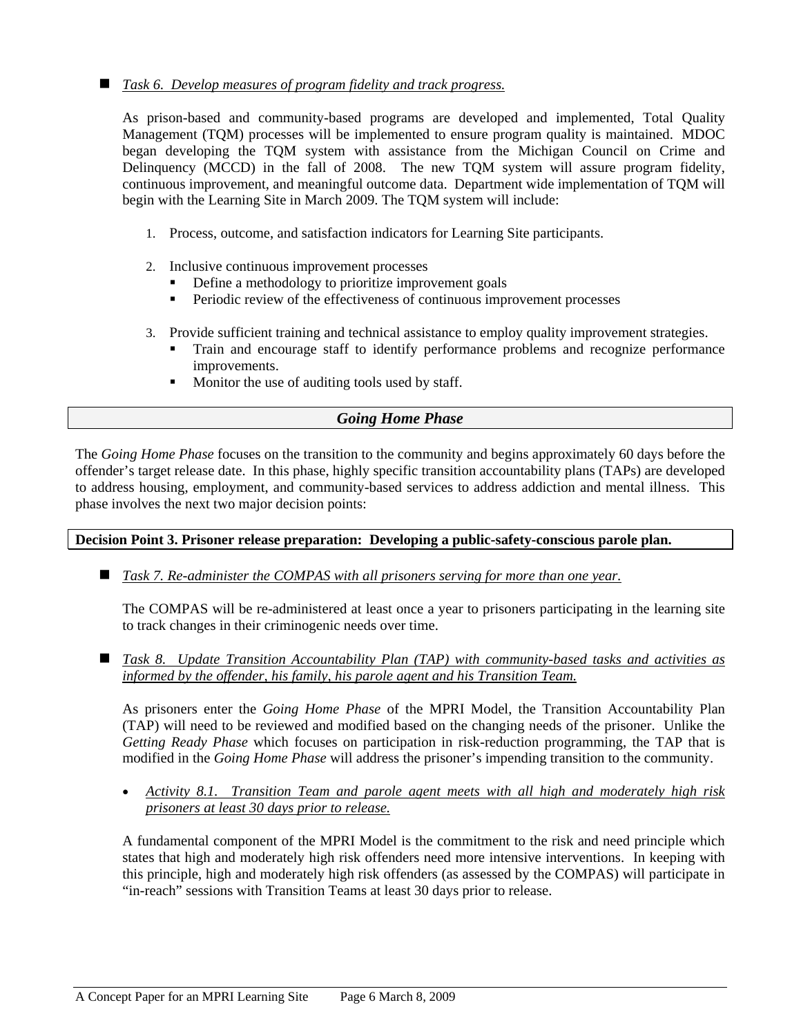- *Task 6. Develop measures of program fidelity and track progress.*

  As prison-based and community-based programs are developed and implemented, Total Quality Management (TQM) processes will be implemented to ensure program quality is maintained. MDOC began developing the TQM system with assistance from the Michigan Council on Crime and Delinquency (MCCD) in the fall of 2008. The new TQM system will assure program fidelity, continuous improvement, and meaningful outcome data. Department wide implementation of TQM will begin with the Learning Site in March 2009. The TQM system will include:

  1. Process, outcome, and satisfaction indicators for Learning Site participants.

  2. Inclusive continuous improvement processes
     - Define a methodology to prioritize improvement goals
     - Periodic review of the effectiveness of continuous improvement processes

  3. Provide sufficient training and technical assistance to employ quality improvement strategies.
     - Train and encourage staff to identify performance problems and recognize performance improvements.
     - Monitor the use of auditing tools used by staff.

## *Going Home Phase*

The *Going Home Phase* focuses on the transition to the community and begins approximately 60 days before the offender's target release date. In this phase, highly specific transition accountability plans (TAPs) are developed to address housing, employment, and community-based services to address addiction and mental illness. This phase involves the next two major decision points:

### Decision Point 3. Prisoner release preparation: Developing a public-safety-conscious parole plan.

- *Task 7. Re-administer the COMPAS with all prisoners serving for more than one year.*

  The COMPAS will be re-administered at least once a year to prisoners participating in the learning site to track changes in their criminogenic needs over time.

- *Task 8. Update Transition Accountability Plan (TAP) with community-based tasks and activities as informed by the offender, his family, his parole agent and his Transition Team.*

  As prisoners enter the *Going Home Phase* of the MPRI Model, the Transition Accountability Plan (TAP) will need to be reviewed and modified based on the changing needs of the prisoner. Unlike the *Getting Ready Phase* which focuses on participation in risk-reduction programming, the TAP that is modified in the *Going Home Phase* will address the prisoner's impending transition to the community.

  - *Activity 8.1. Transition Team and parole agent meets with all high and moderately high risk prisoners at least 30 days prior to release.*

  A fundamental component of the MPRI Model is the commitment to the risk and need principle which states that high and moderately high risk offenders need more intensive interventions. In keeping with this principle, high and moderately high risk offenders (as assessed by the COMPAS) will participate in "in-reach" sessions with Transition Teams at least 30 days prior to release.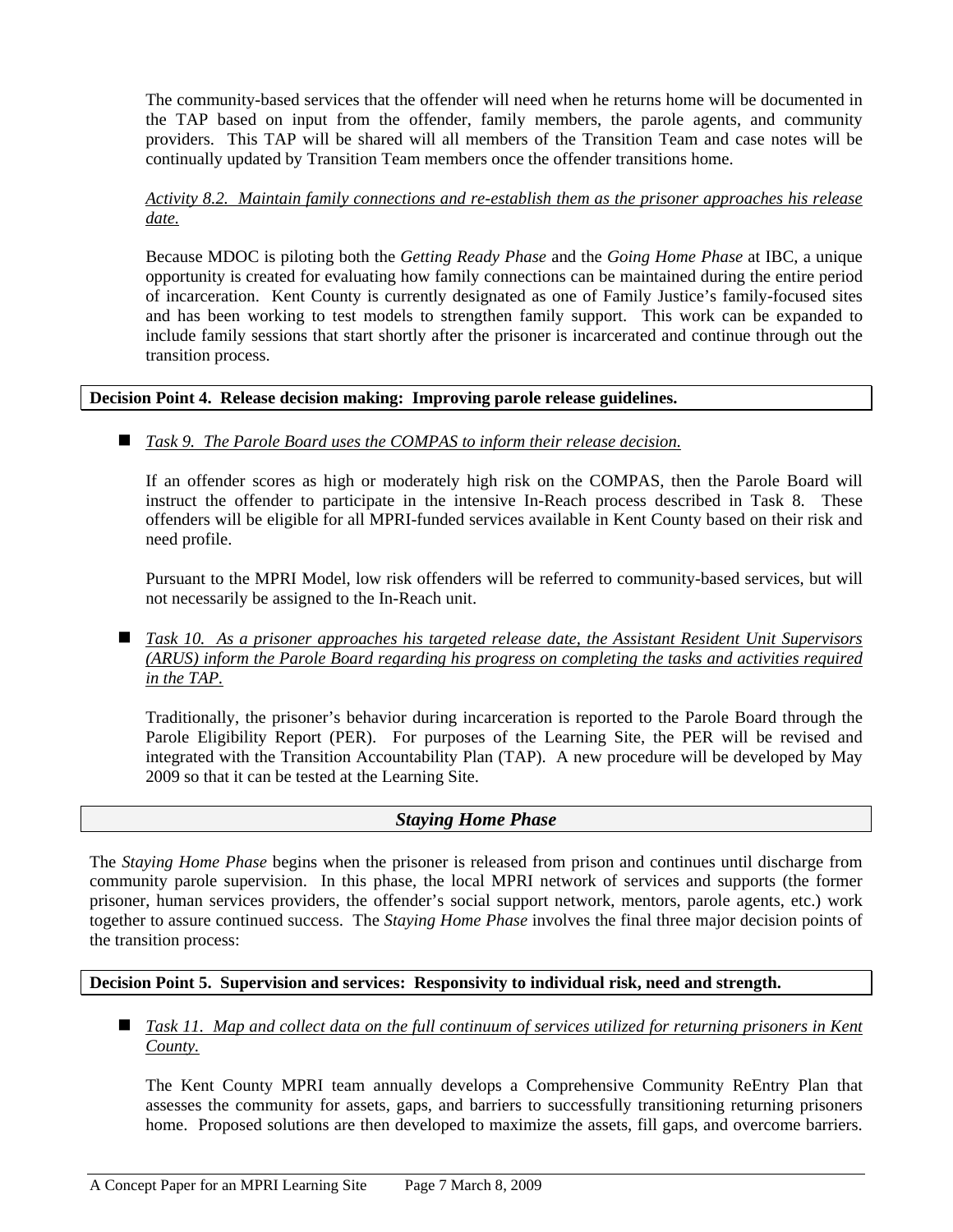The community-based services that the offender will need when he returns home will be documented in the TAP based on input from the offender, family members, the parole agents, and community providers. This TAP will be shared will all members of the Transition Team and case notes will be continually updated by Transition Team members once the offender transitions home.

*Activity 8.2. Maintain family connections and re-establish them as the prisoner approaches his release date.*

Because MDOC is piloting both the *Getting Ready Phase* and the *Going Home Phase* at IBC, a unique opportunity is created for evaluating how family connections can be maintained during the entire period of incarceration. Kent County is currently designated as one of Family Justice's family-focused sites and has been working to test models to strengthen family support. This work can be expanded to include family sessions that start shortly after the prisoner is incarcerated and continue through out the transition process.

**Decision Point 4. Release decision making: Improving parole release guidelines.**

- *Task 9. The Parole Board uses the COMPAS to inform their release decision.*

  If an offender scores as high or moderately high risk on the COMPAS, then the Parole Board will instruct the offender to participate in the intensive In-Reach process described in Task 8. These offenders will be eligible for all MPRI-funded services available in Kent County based on their risk and need profile.

  Pursuant to the MPRI Model, low risk offenders will be referred to community-based services, but will not necessarily be assigned to the In-Reach unit.

- *Task 10. As a prisoner approaches his targeted release date, the Assistant Resident Unit Supervisors (ARUS) inform the Parole Board regarding his progress on completing the tasks and activities required in the TAP.*

  Traditionally, the prisoner's behavior during incarceration is reported to the Parole Board through the Parole Eligibility Report (PER). For purposes of the Learning Site, the PER will be revised and integrated with the Transition Accountability Plan (TAP). A new procedure will be developed by May 2009 so that it can be tested at the Learning Site.

## *Staying Home Phase*

The *Staying Home Phase* begins when the prisoner is released from prison and continues until discharge from community parole supervision. In this phase, the local MPRI network of services and supports (the former prisoner, human services providers, the offender's social support network, mentors, parole agents, etc.) work together to assure continued success. The *Staying Home Phase* involves the final three major decision points of the transition process:

**Decision Point 5. Supervision and services: Responsivity to individual risk, need and strength.**

- *Task 11. Map and collect data on the full continuum of services utilized for returning prisoners in Kent County.*

  The Kent County MPRI team annually develops a Comprehensive Community ReEntry Plan that assesses the community for assets, gaps, and barriers to successfully transitioning returning prisoners home. Proposed solutions are then developed to maximize the assets, fill gaps, and overcome barriers.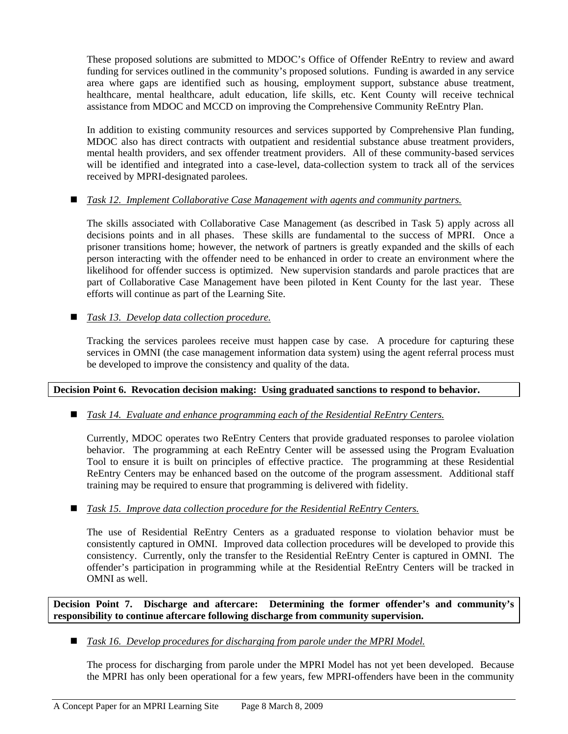These proposed solutions are submitted to MDOC's Office of Offender ReEntry to review and award funding for services outlined in the community's proposed solutions. Funding is awarded in any service area where gaps are identified such as housing, employment support, substance abuse treatment, healthcare, mental healthcare, adult education, life skills, etc. Kent County will receive technical assistance from MDOC and MCCD on improving the Comprehensive Community ReEntry Plan.

In addition to existing community resources and services supported by Comprehensive Plan funding, MDOC also has direct contracts with outpatient and residential substance abuse treatment providers, mental health providers, and sex offender treatment providers. All of these community-based services will be identified and integrated into a case-level, data-collection system to track all of the services received by MPRI-designated parolees.

- *Task 12. Implement Collaborative Case Management with agents and community partners.*

  The skills associated with Collaborative Case Management (as described in Task 5) apply across all decisions points and in all phases. These skills are fundamental to the success of MPRI. Once a prisoner transitions home; however, the network of partners is greatly expanded and the skills of each person interacting with the offender need to be enhanced in order to create an environment where the likelihood for offender success is optimized. New supervision standards and parole practices that are part of Collaborative Case Management have been piloted in Kent County for the last year. These efforts will continue as part of the Learning Site.

- *Task 13. Develop data collection procedure.*

  Tracking the services parolees receive must happen case by case. A procedure for capturing these services in OMNI (the case management information data system) using the agent referral process must be developed to improve the consistency and quality of the data.

**Decision Point 6. Revocation decision making: Using graduated sanctions to respond to behavior.**

- *Task 14. Evaluate and enhance programming each of the Residential ReEntry Centers.*

  Currently, MDOC operates two ReEntry Centers that provide graduated responses to parolee violation behavior. The programming at each ReEntry Center will be assessed using the Program Evaluation Tool to ensure it is built on principles of effective practice. The programming at these Residential ReEntry Centers may be enhanced based on the outcome of the program assessment. Additional staff training may be required to ensure that programming is delivered with fidelity.

- *Task 15. Improve data collection procedure for the Residential ReEntry Centers.*

  The use of Residential ReEntry Centers as a graduated response to violation behavior must be consistently captured in OMNI. Improved data collection procedures will be developed to provide this consistency. Currently, only the transfer to the Residential ReEntry Center is captured in OMNI. The offender's participation in programming while at the Residential ReEntry Centers will be tracked in OMNI as well.

**Decision Point 7. Discharge and aftercare: Determining the former offender's and community's responsibility to continue aftercare following discharge from community supervision.**

- *Task 16. Develop procedures for discharging from parole under the MPRI Model.*

  The process for discharging from parole under the MPRI Model has not yet been developed. Because the MPRI has only been operational for a few years, few MPRI-offenders have been in the community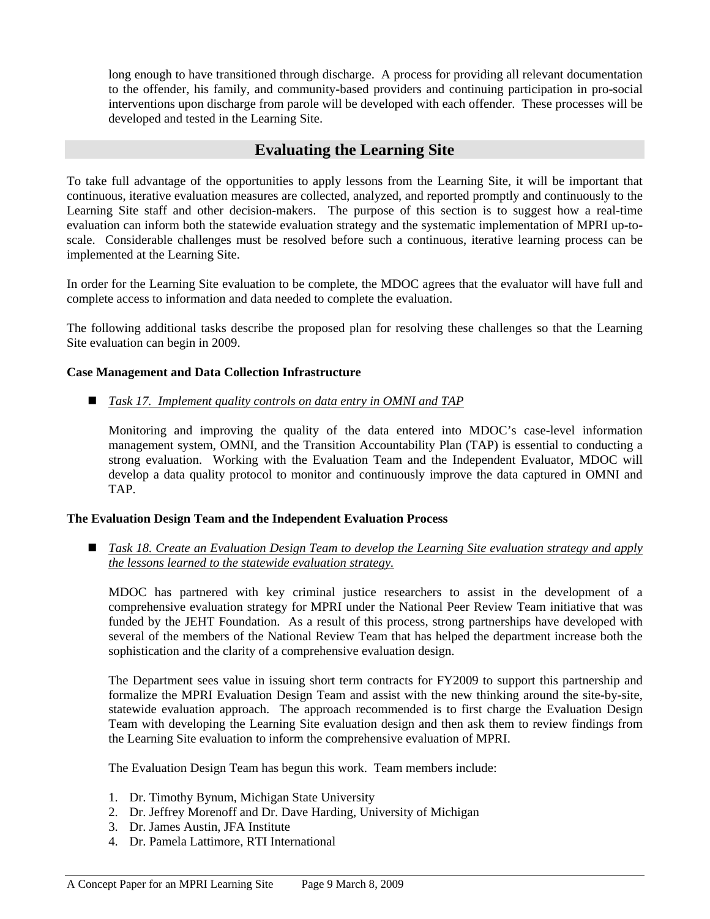long enough to have transitioned through discharge. A process for providing all relevant documentation to the offender, his family, and community-based providers and continuing participation in pro-social interventions upon discharge from parole will be developed with each offender. These processes will be developed and tested in the Learning Site.

## Evaluating the Learning Site

To take full advantage of the opportunities to apply lessons from the Learning Site, it will be important that continuous, iterative evaluation measures are collected, analyzed, and reported promptly and continuously to the Learning Site staff and other decision-makers. The purpose of this section is to suggest how a real-time evaluation can inform both the statewide evaluation strategy and the systematic implementation of MPRI up-to-scale. Considerable challenges must be resolved before such a continuous, iterative learning process can be implemented at the Learning Site.

In order for the Learning Site evaluation to be complete, the MDOC agrees that the evaluator will have full and complete access to information and data needed to complete the evaluation.

The following additional tasks describe the proposed plan for resolving these challenges so that the Learning Site evaluation can begin in 2009.

**Case Management and Data Collection Infrastructure**

- *Task 17. Implement quality controls on data entry in OMNI and TAP*

  Monitoring and improving the quality of the data entered into MDOC's case-level information management system, OMNI, and the Transition Accountability Plan (TAP) is essential to conducting a strong evaluation. Working with the Evaluation Team and the Independent Evaluator, MDOC will develop a data quality protocol to monitor and continuously improve the data captured in OMNI and TAP.

**The Evaluation Design Team and the Independent Evaluation Process**

- *Task 18. Create an Evaluation Design Team to develop the Learning Site evaluation strategy and apply the lessons learned to the statewide evaluation strategy.*

  MDOC has partnered with key criminal justice researchers to assist in the development of a comprehensive evaluation strategy for MPRI under the National Peer Review Team initiative that was funded by the JEHT Foundation. As a result of this process, strong partnerships have developed with several of the members of the National Review Team that has helped the department increase both the sophistication and the clarity of a comprehensive evaluation design.

  The Department sees value in issuing short term contracts for FY2009 to support this partnership and formalize the MPRI Evaluation Design Team and assist with the new thinking around the site-by-site, statewide evaluation approach. The approach recommended is to first charge the Evaluation Design Team with developing the Learning Site evaluation design and then ask them to review findings from the Learning Site evaluation to inform the comprehensive evaluation of MPRI.

  The Evaluation Design Team has begun this work. Team members include:

  1. Dr. Timothy Bynum, Michigan State University
  2. Dr. Jeffrey Morenoff and Dr. Dave Harding, University of Michigan
  3. Dr. James Austin, JFA Institute
  4. Dr. Pamela Lattimore, RTI International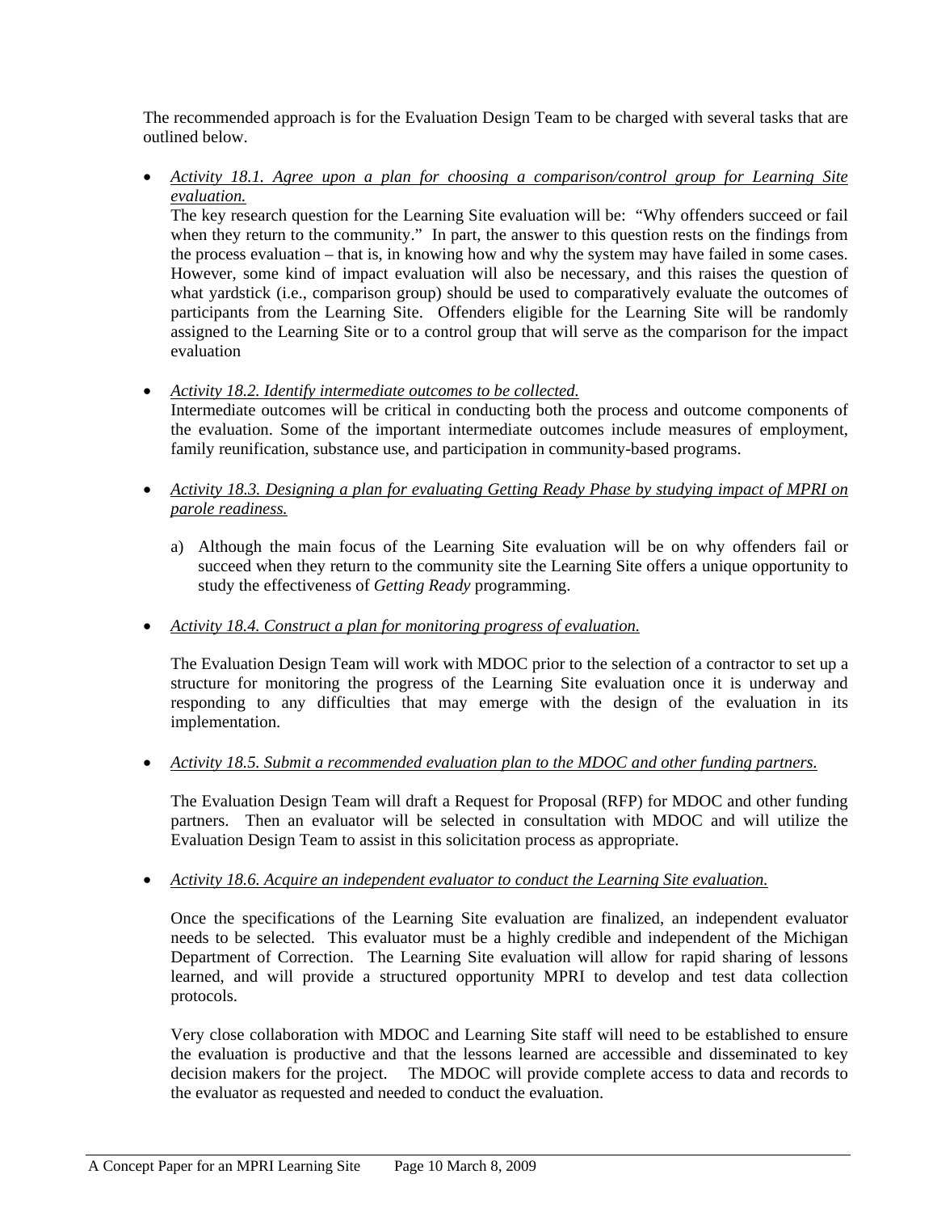The recommended approach is for the Evaluation Design Team to be charged with several tasks that are outlined below.

- *Activity 18.1. Agree upon a plan for choosing a comparison/control group for Learning Site evaluation.*
  The key research question for the Learning Site evaluation will be: "Why offenders succeed or fail when they return to the community." In part, the answer to this question rests on the findings from the process evaluation – that is, in knowing how and why the system may have failed in some cases. However, some kind of impact evaluation will also be necessary, and this raises the question of what yardstick (i.e., comparison group) should be used to comparatively evaluate the outcomes of participants from the Learning Site. Offenders eligible for the Learning Site will be randomly assigned to the Learning Site or to a control group that will serve as the comparison for the impact evaluation

- *Activity 18.2. Identify intermediate outcomes to be collected.*
  Intermediate outcomes will be critical in conducting both the process and outcome components of the evaluation. Some of the important intermediate outcomes include measures of employment, family reunification, substance use, and participation in community-based programs.

- *Activity 18.3. Designing a plan for evaluating Getting Ready Phase by studying impact of MPRI on parole readiness.*

  a) Although the main focus of the Learning Site evaluation will be on why offenders fail or succeed when they return to the community site the Learning Site offers a unique opportunity to study the effectiveness of *Getting Ready* programming.

- *Activity 18.4. Construct a plan for monitoring progress of evaluation.*

  The Evaluation Design Team will work with MDOC prior to the selection of a contractor to set up a structure for monitoring the progress of the Learning Site evaluation once it is underway and responding to any difficulties that may emerge with the design of the evaluation in its implementation.

- *Activity 18.5. Submit a recommended evaluation plan to the MDOC and other funding partners.*

  The Evaluation Design Team will draft a Request for Proposal (RFP) for MDOC and other funding partners. Then an evaluator will be selected in consultation with MDOC and will utilize the Evaluation Design Team to assist in this solicitation process as appropriate.

- *Activity 18.6. Acquire an independent evaluator to conduct the Learning Site evaluation.*

  Once the specifications of the Learning Site evaluation are finalized, an independent evaluator needs to be selected. This evaluator must be a highly credible and independent of the Michigan Department of Correction. The Learning Site evaluation will allow for rapid sharing of lessons learned, and will provide a structured opportunity MPRI to develop and test data collection protocols.

  Very close collaboration with MDOC and Learning Site staff will need to be established to ensure the evaluation is productive and that the lessons learned are accessible and disseminated to key decision makers for the project. The MDOC will provide complete access to data and records to the evaluator as requested and needed to conduct the evaluation.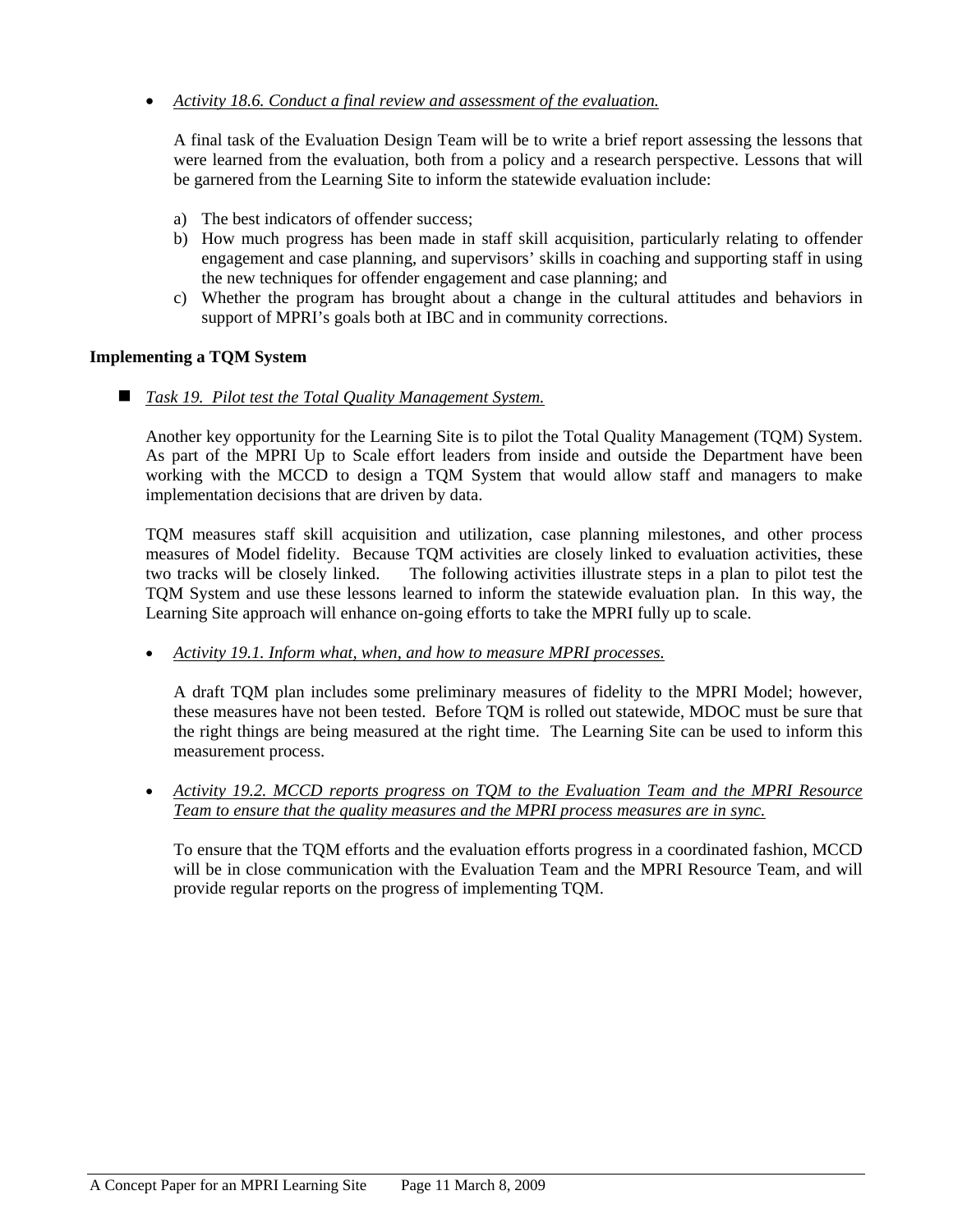- *Activity 18.6. Conduct a final review and assessment of the evaluation.*

  A final task of the Evaluation Design Team will be to write a brief report assessing the lessons that were learned from the evaluation, both from a policy and a research perspective. Lessons that will be garnered from the Learning Site to inform the statewide evaluation include:

  a) The best indicators of offender success;
  b) How much progress has been made in staff skill acquisition, particularly relating to offender engagement and case planning, and supervisors' skills in coaching and supporting staff in using the new techniques for offender engagement and case planning; and
  c) Whether the program has brought about a change in the cultural attitudes and behaviors in support of MPRI's goals both at IBC and in community corrections.

**Implementing a TQM System**

- *Task 19. Pilot test the Total Quality Management System.*

  Another key opportunity for the Learning Site is to pilot the Total Quality Management (TQM) System. As part of the MPRI Up to Scale effort leaders from inside and outside the Department have been working with the MCCD to design a TQM System that would allow staff and managers to make implementation decisions that are driven by data.

  TQM measures staff skill acquisition and utilization, case planning milestones, and other process measures of Model fidelity. Because TQM activities are closely linked to evaluation activities, these two tracks will be closely linked. The following activities illustrate steps in a plan to pilot test the TQM System and use these lessons learned to inform the statewide evaluation plan. In this way, the Learning Site approach will enhance on-going efforts to take the MPRI fully up to scale.

  - *Activity 19.1. Inform what, when, and how to measure MPRI processes.*

    A draft TQM plan includes some preliminary measures of fidelity to the MPRI Model; however, these measures have not been tested. Before TQM is rolled out statewide, MDOC must be sure that the right things are being measured at the right time. The Learning Site can be used to inform this measurement process.

  - *Activity 19.2. MCCD reports progress on TQM to the Evaluation Team and the MPRI Resource Team to ensure that the quality measures and the MPRI process measures are in sync.*

    To ensure that the TQM efforts and the evaluation efforts progress in a coordinated fashion, MCCD will be in close communication with the Evaluation Team and the MPRI Resource Team, and will provide regular reports on the progress of implementing TQM.